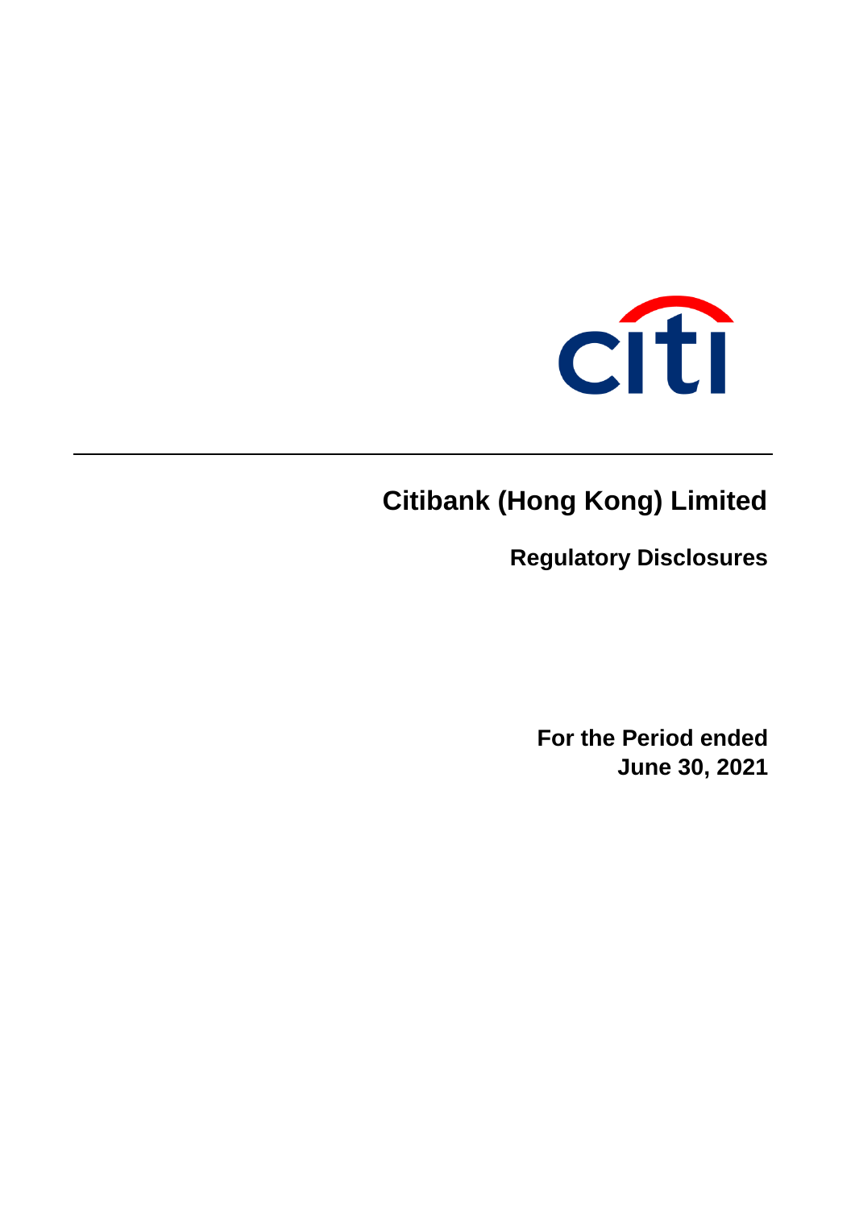# Citibank (Hong Kong) Limited

## Regulatory Disclosures

**For the Period ended**
**June 30, 2021**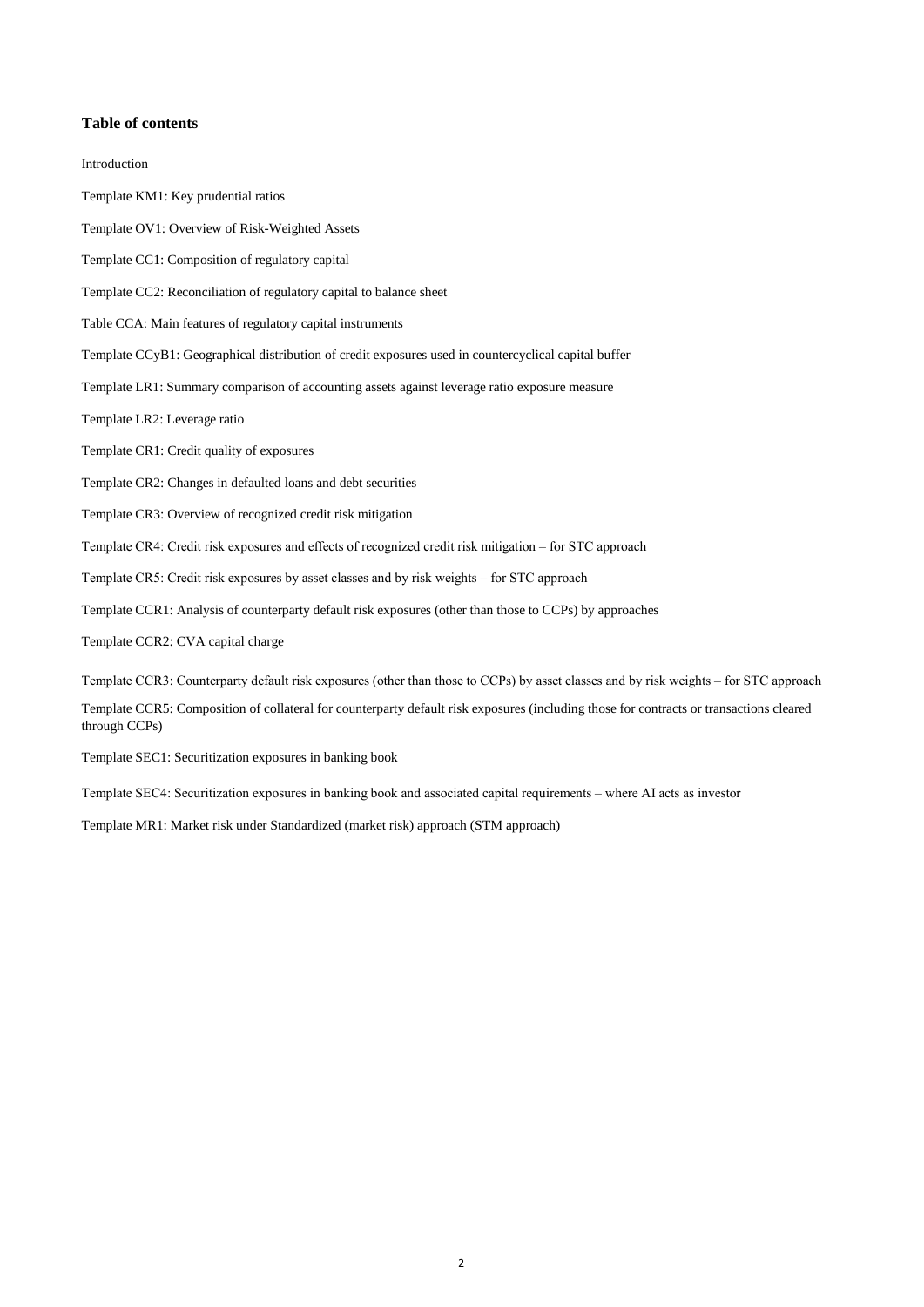**Table of contents**

Introduction

Template KM1: Key prudential ratios

Template OV1: Overview of Risk-Weighted Assets

Template CC1: Composition of regulatory capital

Template CC2: Reconciliation of regulatory capital to balance sheet

Table CCA: Main features of regulatory capital instruments

Template CCyB1: Geographical distribution of credit exposures used in countercyclical capital buffer

Template LR1: Summary comparison of accounting assets against leverage ratio exposure measure

Template LR2: Leverage ratio

Template CR1: Credit quality of exposures

Template CR2: Changes in defaulted loans and debt securities

Template CR3: Overview of recognized credit risk mitigation

Template CR4: Credit risk exposures and effects of recognized credit risk mitigation – for STC approach

Template CR5: Credit risk exposures by asset classes and by risk weights – for STC approach

Template CCR1: Analysis of counterparty default risk exposures (other than those to CCPs) by approaches

Template CCR2: CVA capital charge

Template CCR3: Counterparty default risk exposures (other than those to CCPs) by asset classes and by risk weights – for STC approach

Template CCR5: Composition of collateral for counterparty default risk exposures (including those for contracts or transactions cleared through CCPs)

Template SEC1: Securitization exposures in banking book

Template SEC4: Securitization exposures in banking book and associated capital requirements – where AI acts as investor

Template MR1: Market risk under Standardized (market risk) approach (STM approach)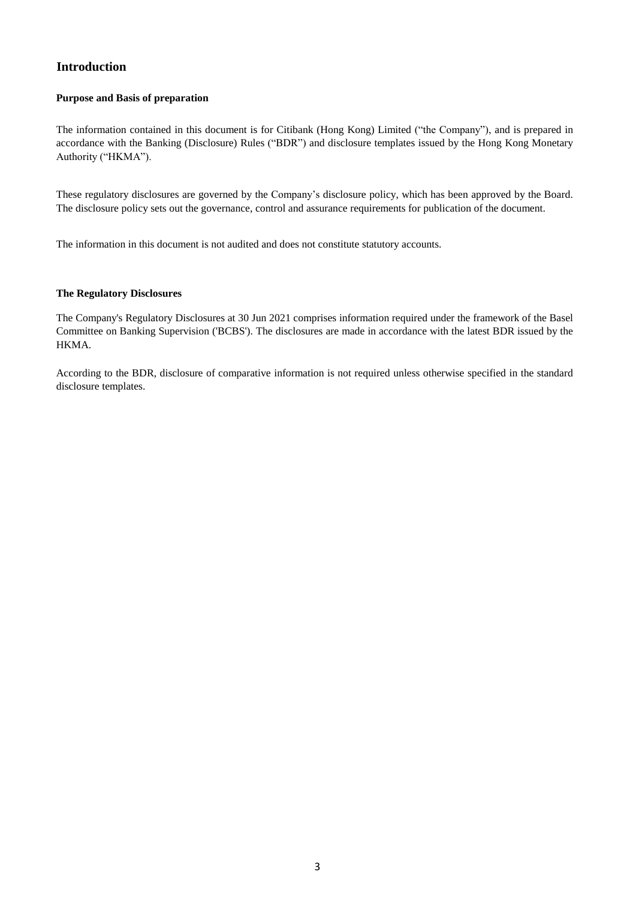## Introduction

### Purpose and Basis of preparation

The information contained in this document is for Citibank (Hong Kong) Limited ("the Company"), and is prepared in accordance with the Banking (Disclosure) Rules ("BDR") and disclosure templates issued by the Hong Kong Monetary Authority ("HKMA").

These regulatory disclosures are governed by the Company's disclosure policy, which has been approved by the Board. The disclosure policy sets out the governance, control and assurance requirements for publication of the document.

The information in this document is not audited and does not constitute statutory accounts.

### The Regulatory Disclosures

The Company's Regulatory Disclosures at 30 Jun 2021 comprises information required under the framework of the Basel Committee on Banking Supervision ('BCBS'). The disclosures are made in accordance with the latest BDR issued by the HKMA.

According to the BDR, disclosure of comparative information is not required unless otherwise specified in the standard disclosure templates.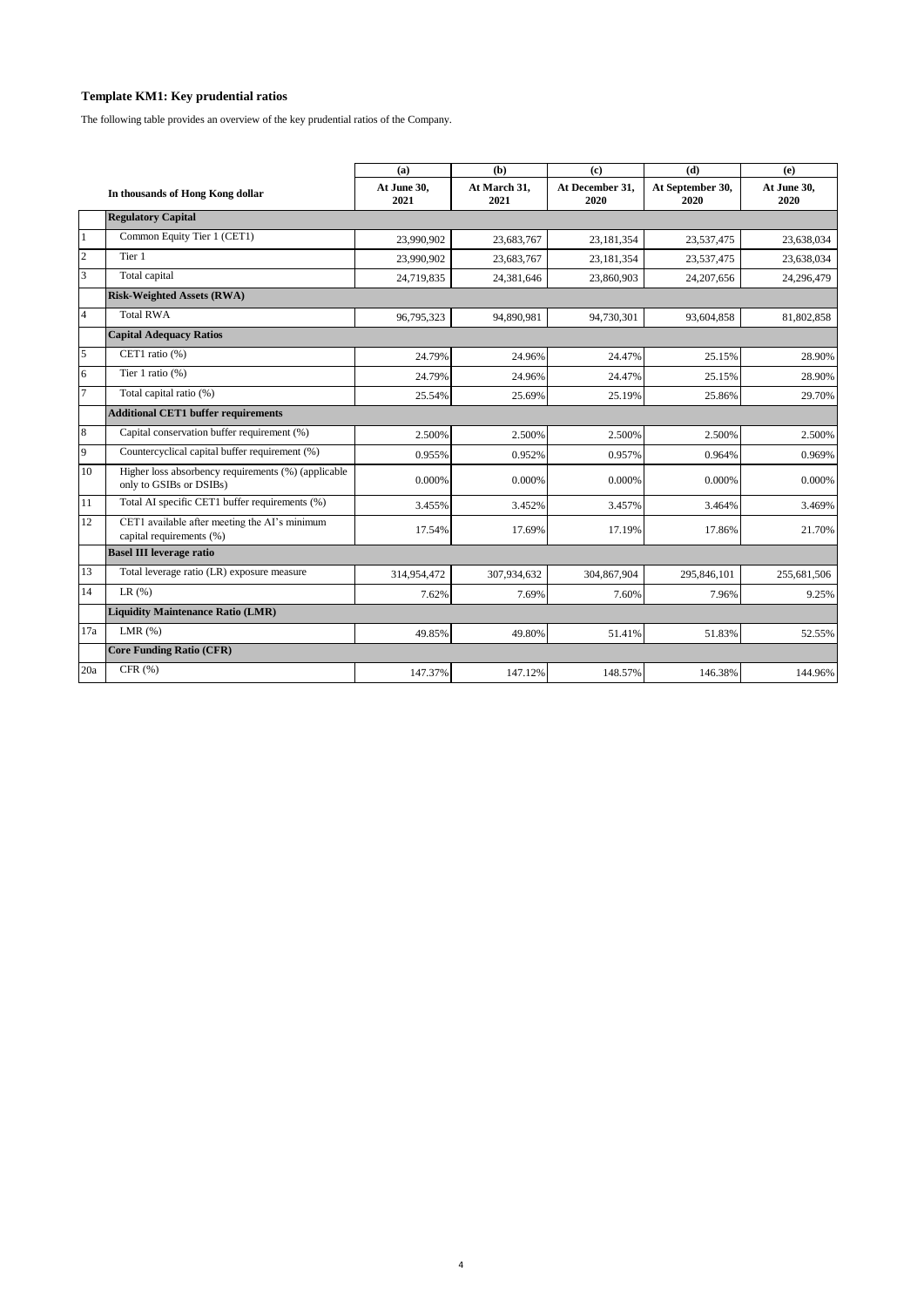### Template KM1: Key prudential ratios

The following table provides an overview of the key prudential ratios of the Company.

| | In thousands of Hong Kong dollar | (a) At June 30, 2021 | (b) At March 31, 2021 | (c) At December 31, 2020 | (d) At September 30, 2020 | (e) At June 30, 2020 |
|---|---|---|---|---|---|---|
| | **Regulatory Capital** | | | | | |
| 1 | Common Equity Tier 1 (CET1) | 23,990,902 | 23,683,767 | 23,181,354 | 23,537,475 | 23,638,034 |
| 2 | Tier 1 | 23,990,902 | 23,683,767 | 23,181,354 | 23,537,475 | 23,638,034 |
| 3 | Total capital | 24,719,835 | 24,381,646 | 23,860,903 | 24,207,656 | 24,296,479 |
| | **Risk-Weighted Assets (RWA)** | | | | | |
| 4 | Total RWA | 96,795,323 | 94,890,981 | 94,730,301 | 93,604,858 | 81,802,858 |
| | **Capital Adequacy Ratios** | | | | | |
| 5 | CET1 ratio (%) | 24.79% | 24.96% | 24.47% | 25.15% | 28.90% |
| 6 | Tier 1 ratio (%) | 24.79% | 24.96% | 24.47% | 25.15% | 28.90% |
| 7 | Total capital ratio (%) | 25.54% | 25.69% | 25.19% | 25.86% | 29.70% |
| | **Additional CET1 buffer requirements** | | | | | |
| 8 | Capital conservation buffer requirement (%) | 2.500% | 2.500% | 2.500% | 2.500% | 2.500% |
| 9 | Countercyclical capital buffer requirement (%) | 0.955% | 0.952% | 0.957% | 0.964% | 0.969% |
| 10 | Higher loss absorbency requirements (%) (applicable only to GSIBs or DSIBs) | 0.000% | 0.000% | 0.000% | 0.000% | 0.000% |
| 11 | Total AI specific CET1 buffer requirements (%) | 3.455% | 3.452% | 3.457% | 3.464% | 3.469% |
| 12 | CET1 available after meeting the AI's minimum capital requirements (%) | 17.54% | 17.69% | 17.19% | 17.86% | 21.70% |
| | **Basel III leverage ratio** | | | | | |
| 13 | Total leverage ratio (LR) exposure measure | 314,954,472 | 307,934,632 | 304,867,904 | 295,846,101 | 255,681,506 |
| 14 | LR (%) | 7.62% | 7.69% | 7.60% | 7.96% | 9.25% |
| | **Liquidity Maintenance Ratio (LMR)** | | | | | |
| 17a | LMR (%) | 49.85% | 49.80% | 51.41% | 51.83% | 52.55% |
| | **Core Funding Ratio (CFR)** | | | | | |
| 20a | CFR (%) | 147.37% | 147.12% | 148.57% | 146.38% | 144.96% |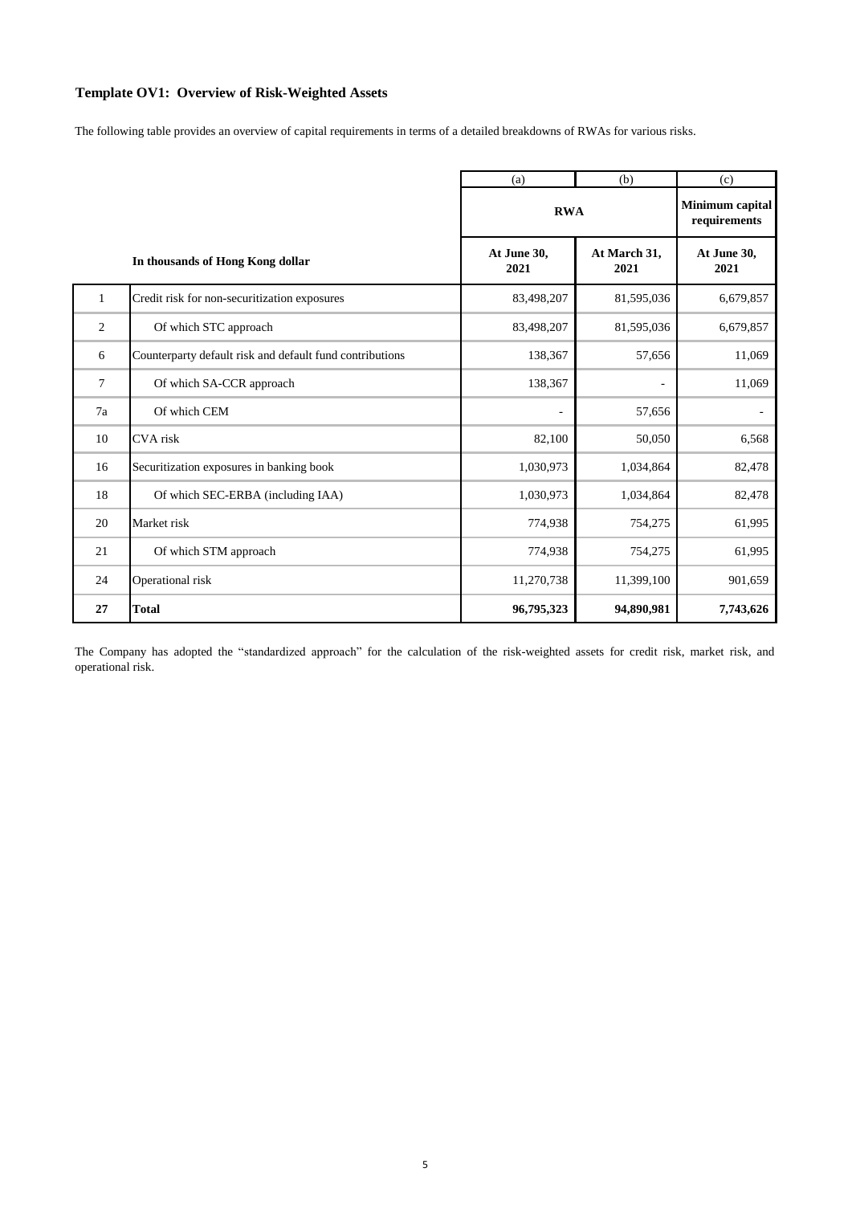## Template OV1: Overview of Risk-Weighted Assets

The following table provides an overview of capital requirements in terms of a detailed breakdowns of RWAs for various risks.

| | | (a) | (b) | (c) |
|---|---|---|---|---|
| | | **RWA** | | **Minimum capital requirements** |
| | **In thousands of Hong Kong dollar** | **At June 30, 2021** | **At March 31, 2021** | **At June 30, 2021** |
| 1 | Credit risk for non-securitization exposures | 83,498,207 | 81,595,036 | 6,679,857 |
| 2 | Of which STC approach | 83,498,207 | 81,595,036 | 6,679,857 |
| 6 | Counterparty default risk and default fund contributions | 138,367 | 57,656 | 11,069 |
| 7 | Of which SA-CCR approach | 138,367 | - | 11,069 |
| 7a | Of which CEM | - | 57,656 | - |
| 10 | CVA risk | 82,100 | 50,050 | 6,568 |
| 16 | Securitization exposures in banking book | 1,030,973 | 1,034,864 | 82,478 |
| 18 | Of which SEC-ERBA (including IAA) | 1,030,973 | 1,034,864 | 82,478 |
| 20 | Market risk | 774,938 | 754,275 | 61,995 |
| 21 | Of which STM approach | 774,938 | 754,275 | 61,995 |
| 24 | Operational risk | 11,270,738 | 11,399,100 | 901,659 |
| **27** | **Total** | **96,795,323** | **94,890,981** | **7,743,626** |

The Company has adopted the "standardized approach" for the calculation of the risk-weighted assets for credit risk, market risk, and operational risk.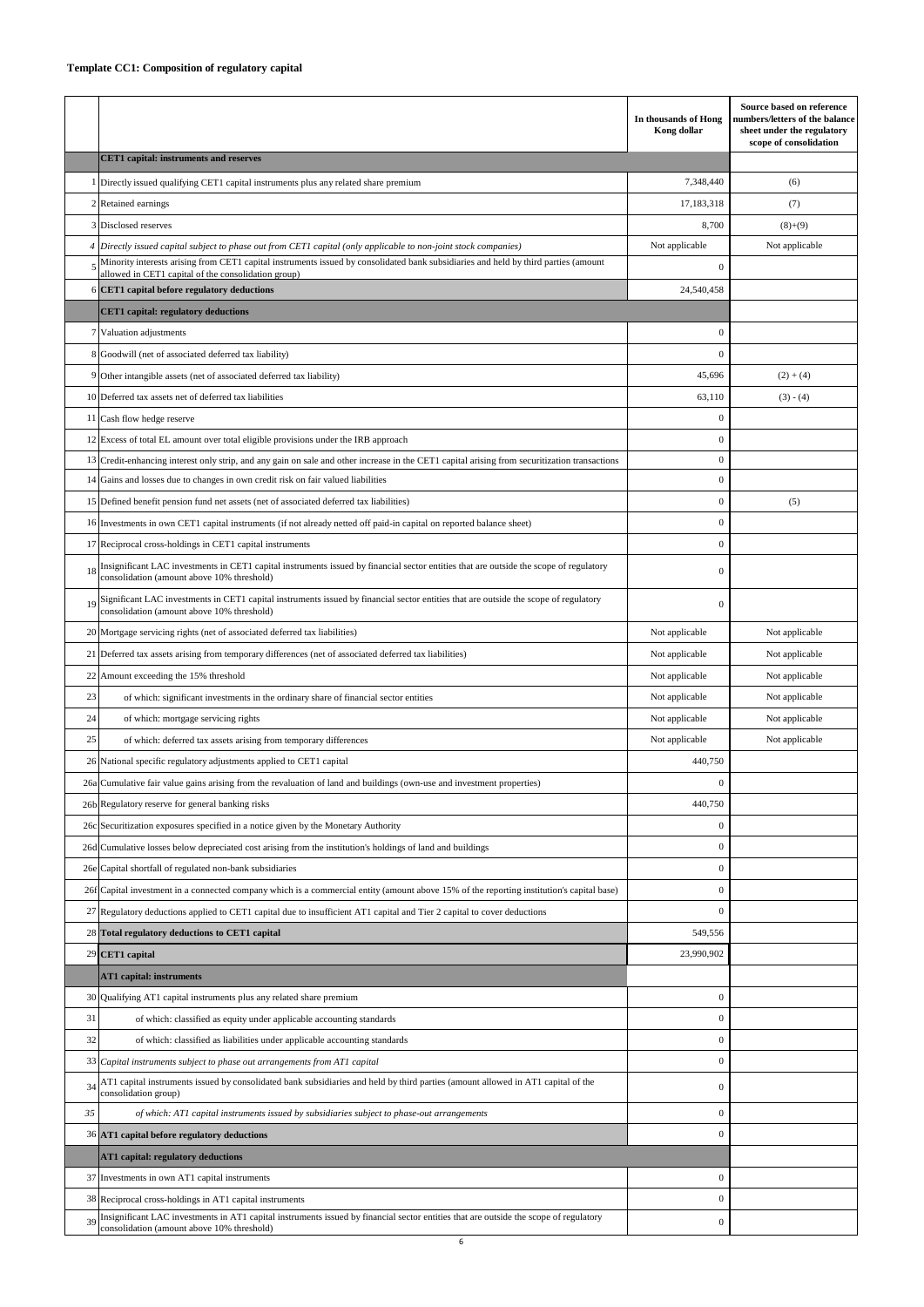**Template CC1: Composition of regulatory capital**

| | | In thousands of Hong Kong dollar | Source based on reference numbers/letters of the balance sheet under the regulatory scope of consolidation |
|---|---|---|---|
| | **CET1 capital: instruments and reserves** | | |
| 1 | Directly issued qualifying CET1 capital instruments plus any related share premium | 7,348,440 | (6) |
| 2 | Retained earnings | 17,183,318 | (7) |
| 3 | Disclosed reserves | 8,700 | (8)+(9) |
| *4* | *Directly issued capital subject to phase out from CET1 capital (only applicable to non-joint stock companies)* | Not applicable | Not applicable |
| 5 | Minority interests arising from CET1 capital instruments issued by consolidated bank subsidiaries and held by third parties (amount allowed in CET1 capital of the consolidation group) | 0 | |
| 6 | **CET1 capital before regulatory deductions** | 24,540,458 | |
| | **CET1 capital: regulatory deductions** | | |
| 7 | Valuation adjustments | 0 | |
| 8 | Goodwill (net of associated deferred tax liability) | 0 | |
| 9 | Other intangible assets (net of associated deferred tax liability) | 45,696 | (2) + (4) |
| 10 | Deferred tax assets net of deferred tax liabilities | 63,110 | (3) - (4) |
| 11 | Cash flow hedge reserve | 0 | |
| 12 | Excess of total EL amount over total eligible provisions under the IRB approach | 0 | |
| 13 | Credit-enhancing interest only strip, and any gain on sale and other increase in the CET1 capital arising from securitization transactions | 0 | |
| 14 | Gains and losses due to changes in own credit risk on fair valued liabilities | 0 | |
| 15 | Defined benefit pension fund net assets (net of associated deferred tax liabilities) | 0 | (5) |
| 16 | Investments in own CET1 capital instruments (if not already netted off paid-in capital on reported balance sheet) | 0 | |
| 17 | Reciprocal cross-holdings in CET1 capital instruments | 0 | |
| 18 | Insignificant LAC investments in CET1 capital instruments issued by financial sector entities that are outside the scope of regulatory consolidation (amount above 10% threshold) | 0 | |
| 19 | Significant LAC investments in CET1 capital instruments issued by financial sector entities that are outside the scope of regulatory consolidation (amount above 10% threshold) | 0 | |
| 20 | Mortgage servicing rights (net of associated deferred tax liabilities) | Not applicable | Not applicable |
| 21 | Deferred tax assets arising from temporary differences (net of associated deferred tax liabilities) | Not applicable | Not applicable |
| 22 | Amount exceeding the 15% threshold | Not applicable | Not applicable |
| 23 | of which: significant investments in the ordinary share of financial sector entities | Not applicable | Not applicable |
| 24 | of which: mortgage servicing rights | Not applicable | Not applicable |
| 25 | of which: deferred tax assets arising from temporary differences | Not applicable | Not applicable |
| 26 | National specific regulatory adjustments applied to CET1 capital | 440,750 | |
| 26a | Cumulative fair value gains arising from the revaluation of land and buildings (own-use and investment properties) | 0 | |
| 26b | Regulatory reserve for general banking risks | 440,750 | |
| 26c | Securitization exposures specified in a notice given by the Monetary Authority | 0 | |
| 26d | Cumulative losses below depreciated cost arising from the institution's holdings of land and buildings | 0 | |
| 26e | Capital shortfall of regulated non-bank subsidiaries | 0 | |
| 26f | Capital investment in a connected company which is a commercial entity (amount above 15% of the reporting institution's capital base) | 0 | |
| 27 | Regulatory deductions applied to CET1 capital due to insufficient AT1 capital and Tier 2 capital to cover deductions | 0 | |
| 28 | **Total regulatory deductions to CET1 capital** | 549,556 | |
| 29 | **CET1 capital** | 23,990,902 | |
| | **AT1 capital: instruments** | | |
| 30 | Qualifying AT1 capital instruments plus any related share premium | 0 | |
| 31 | of which: classified as equity under applicable accounting standards | 0 | |
| 32 | of which: classified as liabilities under applicable accounting standards | 0 | |
| 33 | *Capital instruments subject to phase out arrangements from AT1 capital* | 0 | |
| 34 | AT1 capital instruments issued by consolidated bank subsidiaries and held by third parties (amount allowed in AT1 capital of the consolidation group) | 0 | |
| *35* | *of which: AT1 capital instruments issued by subsidiaries subject to phase-out arrangements* | 0 | |
| 36 | **AT1 capital before regulatory deductions** | 0 | |
| | **AT1 capital: regulatory deductions** | | |
| 37 | Investments in own AT1 capital instruments | 0 | |
| 38 | Reciprocal cross-holdings in AT1 capital instruments | 0 | |
| 39 | Insignificant LAC investments in AT1 capital instruments issued by financial sector entities that are outside the scope of regulatory consolidation (amount above 10% threshold) | 0 | |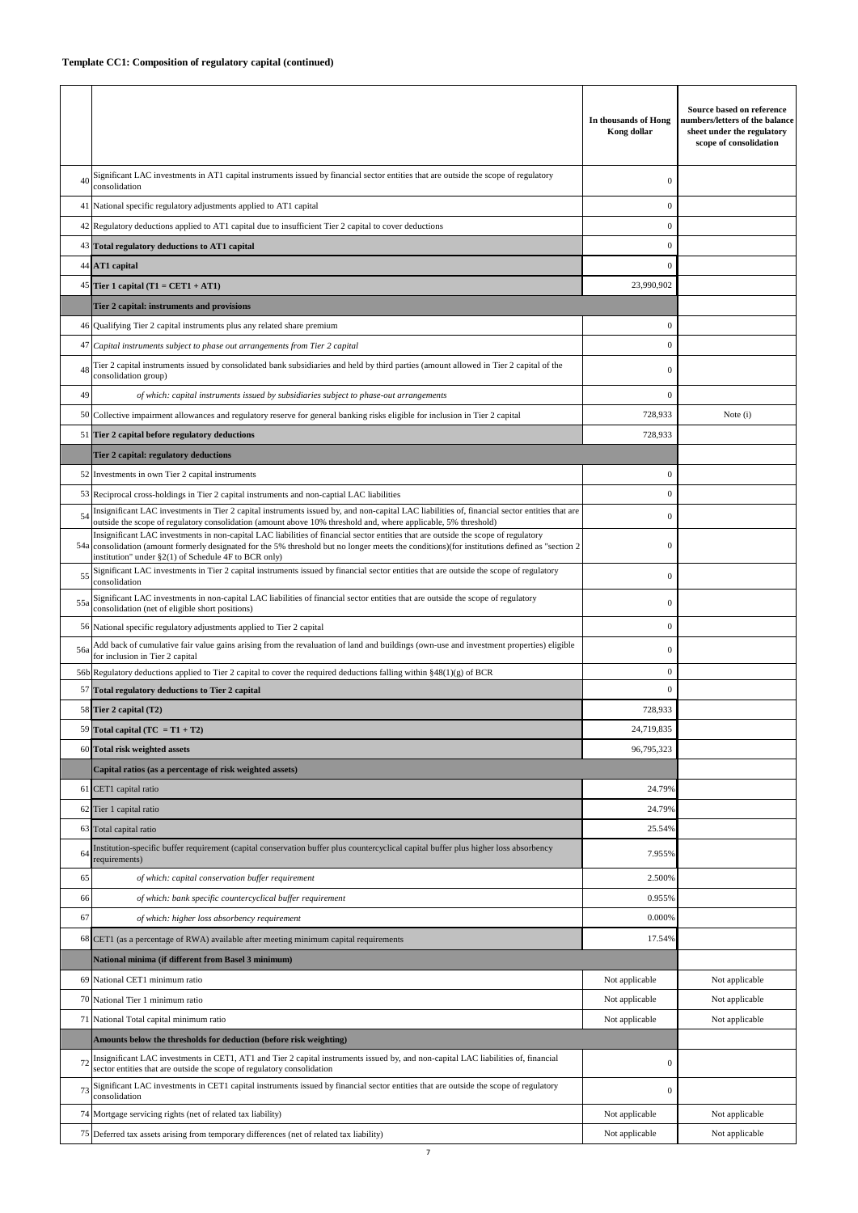**Template CC1: Composition of regulatory capital (continued)**

| | | In thousands of Hong Kong dollar | Source based on reference numbers/letters of the balance sheet under the regulatory scope of consolidation |
|---|---|---|---|
| 40 | Significant LAC investments in AT1 capital instruments issued by financial sector entities that are outside the scope of regulatory consolidation | 0 | |
| 41 | National specific regulatory adjustments applied to AT1 capital | 0 | |
| 42 | Regulatory deductions applied to AT1 capital due to insufficient Tier 2 capital to cover deductions | 0 | |
| 43 | **Total regulatory deductions to AT1 capital** | 0 | |
| 44 | **AT1 capital** | 0 | |
| 45 | **Tier 1 capital (T1 = CET1 + AT1)** | 23,990,902 | |
| | **Tier 2 capital: instruments and provisions** | | |
| 46 | Qualifying Tier 2 capital instruments plus any related share premium | 0 | |
| 47 | *Capital instruments subject to phase out arrangements from Tier 2 capital* | 0 | |
| 48 | Tier 2 capital instruments issued by consolidated bank subsidiaries and held by third parties (amount allowed in Tier 2 capital of the consolidation group) | 0 | |
| 49 | *of which: capital instruments issued by subsidiaries subject to phase-out arrangements* | 0 | |
| 50 | Collective impairment allowances and regulatory reserve for general banking risks eligible for inclusion in Tier 2 capital | 728,933 | Note (i) |
| 51 | **Tier 2 capital before regulatory deductions** | 728,933 | |
| | **Tier 2 capital: regulatory deductions** | | |
| 52 | Investments in own Tier 2 capital instruments | 0 | |
| 53 | Reciprocal cross-holdings in Tier 2 capital instruments and non-captial LAC liabilities | 0 | |
| 54 | Insignificant LAC investments in Tier 2 capital instruments issued by, and non-capital LAC liabilities of, financial sector entities that are outside the scope of regulatory consolidation (amount above 10% threshold and, where applicable, 5% threshold) | 0 | |
| 54a | Insignificant LAC investments in non-capital LAC liabilities of financial sector entities that are outside the scope of regulatory consolidation (amount formerly designated for the 5% threshold but no longer meets the conditions)(for institutions defined as "section 2 institution" under §2(1) of Schedule 4F to BCR only) | 0 | |
| 55 | Significant LAC investments in Tier 2 capital instruments issued by financial sector entities that are outside the scope of regulatory consolidation | 0 | |
| 55a | Significant LAC investments in non-capital LAC liabilities of financial sector entities that are outside the scope of regulatory consolidation (net of eligible short positions) | 0 | |
| 56 | National specific regulatory adjustments applied to Tier 2 capital | 0 | |
| 56a | Add back of cumulative fair value gains arising from the revaluation of land and buildings (own-use and investment properties) eligible for inclusion in Tier 2 capital | 0 | |
| 56b | Regulatory deductions applied to Tier 2 capital to cover the required deductions falling within §48(1)(g) of BCR | 0 | |
| 57 | **Total regulatory deductions to Tier 2 capital** | 0 | |
| 58 | **Tier 2 capital (T2)** | 728,933 | |
| 59 | **Total capital (TC = T1 + T2)** | 24,719,835 | |
| 60 | **Total risk weighted assets** | 96,795,323 | |
| | **Capital ratios (as a percentage of risk weighted assets)** | | |
| 61 | CET1 capital ratio | 24.79% | |
| 62 | Tier 1 capital ratio | 24.79% | |
| 63 | Total capital ratio | 25.54% | |
| 64 | Institution-specific buffer requirement (capital conservation buffer plus countercyclical capital buffer plus higher loss absorbency requirements) | 7.955% | |
| 65 | *of which: capital conservation buffer requirement* | 2.500% | |
| 66 | *of which: bank specific countercyclical buffer requirement* | 0.955% | |
| 67 | *of which: higher loss absorbency requirement* | 0.000% | |
| 68 | CET1 (as a percentage of RWA) available after meeting minimum capital requirements | 17.54% | |
| | **National minima (if different from Basel 3 minimum)** | | |
| 69 | National CET1 minimum ratio | Not applicable | Not applicable |
| 70 | National Tier 1 minimum ratio | Not applicable | Not applicable |
| 71 | National Total capital minimum ratio | Not applicable | Not applicable |
| | **Amounts below the thresholds for deduction (before risk weighting)** | | |
| 72 | Insignificant LAC investments in CET1, AT1 and Tier 2 capital instruments issued by, and non-capital LAC liabilities of, financial sector entities that are outside the scope of regulatory consolidation | 0 | |
| 73 | Significant LAC investments in CET1 capital instruments issued by financial sector entities that are outside the scope of regulatory consolidation | 0 | |
| 74 | Mortgage servicing rights (net of related tax liability) | Not applicable | Not applicable |
| 75 | Deferred tax assets arising from temporary differences (net of related tax liability) | Not applicable | Not applicable |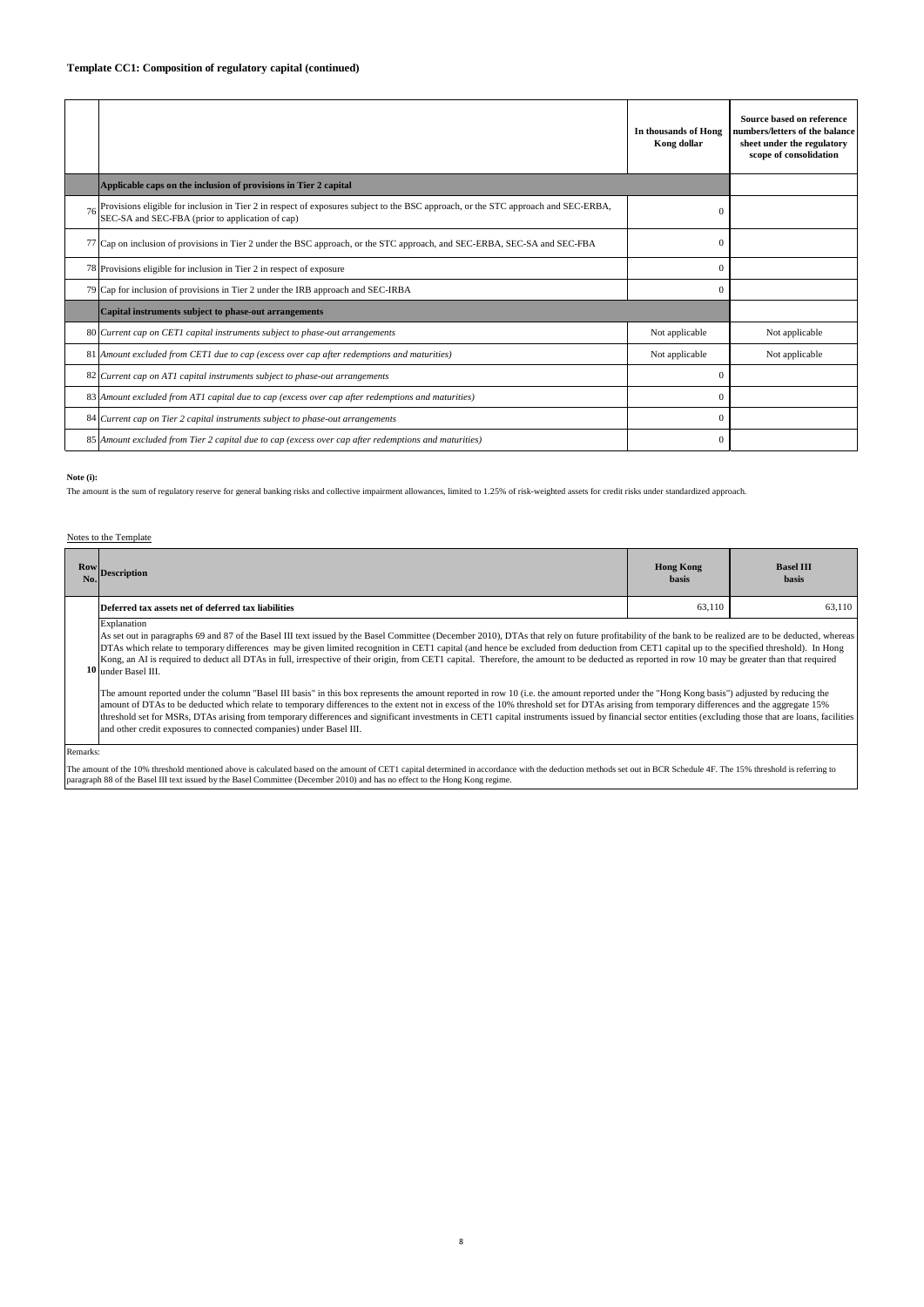**Template CC1: Composition of regulatory capital (continued)**

| | | In thousands of Hong Kong dollar | Source based on reference numbers/letters of the balance sheet under the regulatory scope of consolidation |
|---|---|---|---|
| | **Applicable caps on the inclusion of provisions in Tier 2 capital** | | |
| 76 | Provisions eligible for inclusion in Tier 2 in respect of exposures subject to the BSC approach, or the STC approach and SEC-ERBA, SEC-SA and SEC-FBA (prior to application of cap) | 0 | |
| 77 | Cap on inclusion of provisions in Tier 2 under the BSC approach, or the STC approach, and SEC-ERBA, SEC-SA and SEC-FBA | 0 | |
| 78 | Provisions eligible for inclusion in Tier 2 in respect of exposure | 0 | |
| 79 | Cap for inclusion of provisions in Tier 2 under the IRB approach and SEC-IRBA | 0 | |
| | **Capital instruments subject to phase-out arrangements** | | |
| 80 | *Current cap on CET1 capital instruments subject to phase-out arrangements* | Not applicable | Not applicable |
| 81 | *Amount excluded from CET1 due to cap (excess over cap after redemptions and maturities)* | Not applicable | Not applicable |
| 82 | *Current cap on AT1 capital instruments subject to phase-out arrangements* | 0 | |
| 83 | *Amount excluded from AT1 capital due to cap (excess over cap after redemptions and maturities)* | 0 | |
| 84 | *Current cap on Tier 2 capital instruments subject to phase-out arrangements* | 0 | |
| 85 | *Amount excluded from Tier 2 capital due to cap (excess over cap after redemptions and maturities)* | 0 | |

**Note (i):**

The amount is the sum of regulatory reserve for general banking risks and collective impairment allowances, limited to 1.25% of risk-weighted assets for credit risks under standardized approach.

Notes to the Template

| Row No. | Description | Hong Kong basis | Basel III basis |
|---|---|---|---|
| 10 | **Deferred tax assets net of deferred tax liabilities** | 63,110 | 63,110 |
| | Explanation<br>As set out in paragraphs 69 and 87 of the Basel III text issued by the Basel Committee (December 2010), DTAs that rely on future profitability of the bank to be realized are to be deducted, whereas DTAs which relate to temporary differences may be given limited recognition in CET1 capital (and hence be excluded from deduction from CET1 capital up to the specified threshold). In Hong Kong, an AI is required to deduct all DTAs in full, irrespective of their origin, from CET1 capital. Therefore, the amount to be deducted as reported in row 10 may be greater than that required under Basel III.<br><br>The amount reported under the column "Basel III basis" in this box represents the amount reported in row 10 (i.e. the amount reported under the "Hong Kong basis") adjusted by reducing the amount of DTAs to be deducted which relate to temporary differences to the extent not in excess of the 10% threshold set for DTAs arising from temporary differences and the aggregate 15% threshold set for MSRs, DTAs arising from temporary differences and significant investments in CET1 capital instruments issued by financial sector entities (excluding those that are loans, facilities and other credit exposures to connected companies) under Basel III. | | |

Remarks:

The amount of the 10% threshold mentioned above is calculated based on the amount of CET1 capital determined in accordance with the deduction methods set out in BCR Schedule 4F. The 15% threshold is referring to paragraph 88 of the Basel III text issued by the Basel Committee (December 2010) and has no effect to the Hong Kong regime.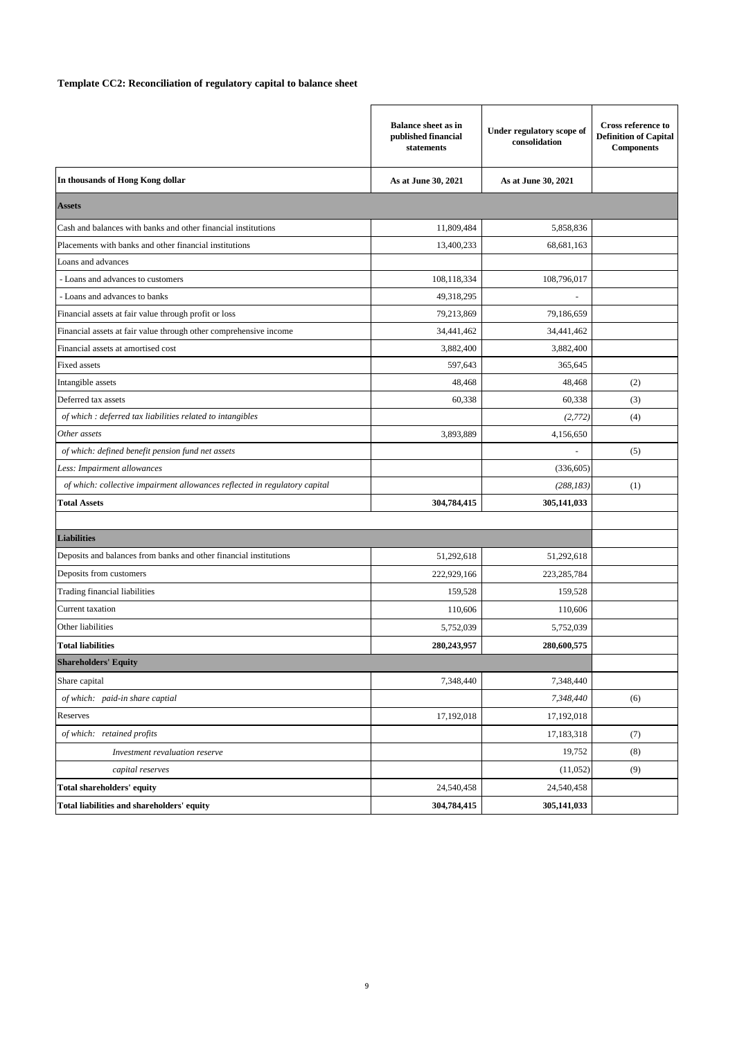**Template CC2: Reconciliation of regulatory capital to balance sheet**

| | Balance sheet as in published financial statements | Under regulatory scope of consolidation | Cross reference to Definition of Capital Components |
|---|---|---|---|
| **In thousands of Hong Kong dollar** | **As at June 30, 2021** | **As at June 30, 2021** | |
| **Assets** | | | |
| Cash and balances with banks and other financial institutions | 11,809,484 | 5,858,836 | |
| Placements with banks and other financial institutions | 13,400,233 | 68,681,163 | |
| Loans and advances | | | |
| - Loans and advances to customers | 108,118,334 | 108,796,017 | |
| - Loans and advances to banks | 49,318,295 | - | |
| Financial assets at fair value through profit or loss | 79,213,869 | 79,186,659 | |
| Financial assets at fair value through other comprehensive income | 34,441,462 | 34,441,462 | |
| Financial assets at amortised cost | 3,882,400 | 3,882,400 | |
| Fixed assets | 597,643 | 365,645 | |
| Intangible assets | 48,468 | 48,468 | (2) |
| Deferred tax assets | 60,338 | 60,338 | (3) |
| *of which : deferred tax liabilities related to intangibles* | | *(2,772)* | (4) |
| *Other assets* | 3,893,889 | 4,156,650 | |
| *of which: defined benefit pension fund net assets* | | - | (5) |
| *Less: Impairment allowances* | | (336,605) | |
| *of which: collective impairment allowances reflected in regulatory capital* | | *(288,183)* | (1) |
| **Total Assets** | **304,784,415** | **305,141,033** | |
| | | | |
| **Liabilities** | | | |
| Deposits and balances from banks and other financial institutions | 51,292,618 | 51,292,618 | |
| Deposits from customers | 222,929,166 | 223,285,784 | |
| Trading financial liabilities | 159,528 | 159,528 | |
| Current taxation | 110,606 | 110,606 | |
| Other liabilities | 5,752,039 | 5,752,039 | |
| **Total liabilities** | **280,243,957** | **280,600,575** | |
| **Shareholders' Equity** | | | |
| Share capital | 7,348,440 | 7,348,440 | |
| *of which: paid-in share captial* | | *7,348,440* | (6) |
| Reserves | 17,192,018 | 17,192,018 | |
| *of which: retained profits* | | 17,183,318 | (7) |
| *Investment revaluation reserve* | | 19,752 | (8) |
| *capital reserves* | | (11,052) | (9) |
| **Total shareholders' equity** | 24,540,458 | 24,540,458 | |
| **Total liabilities and shareholders' equity** | **304,784,415** | **305,141,033** | |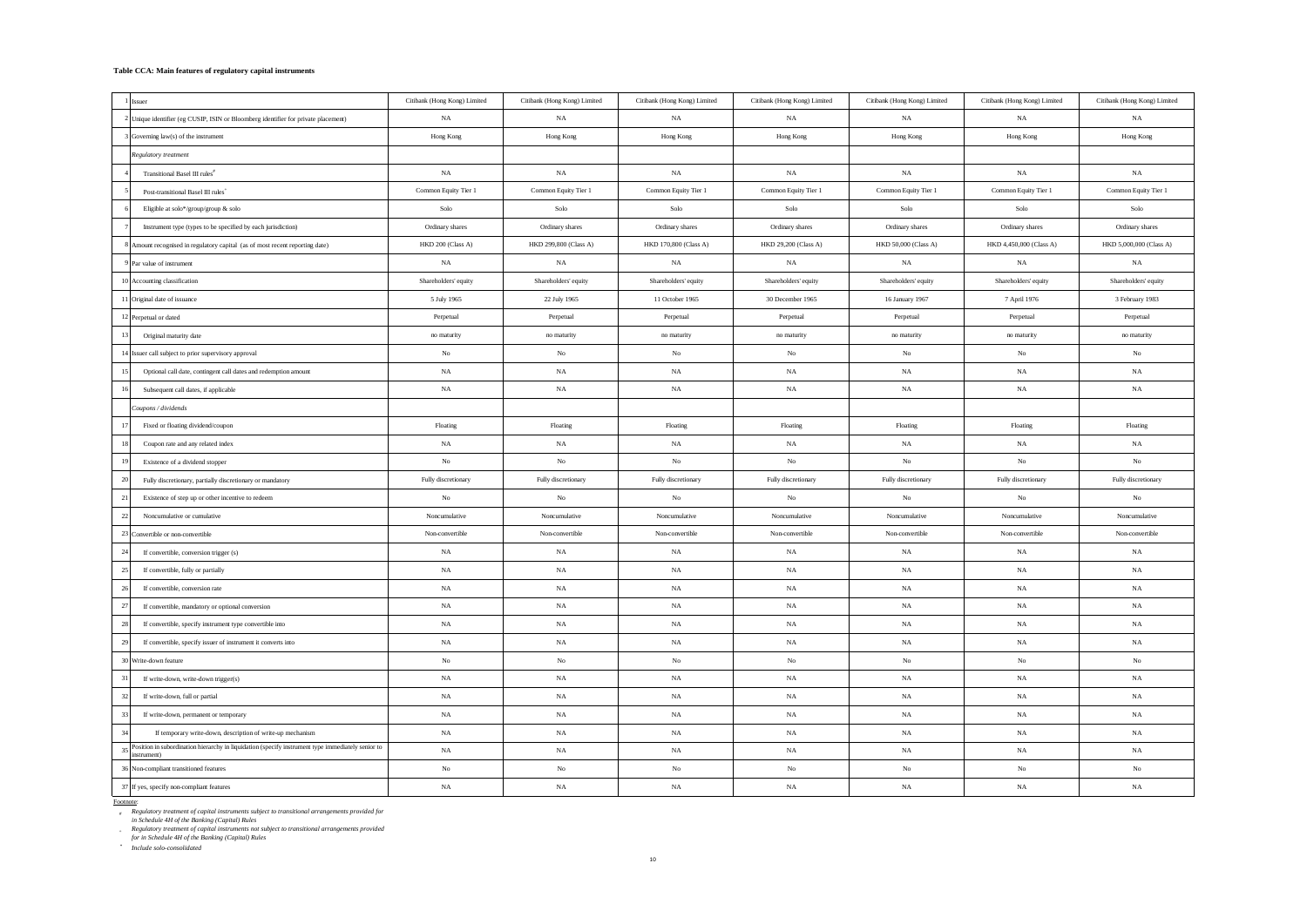**Table CCA: Main features of regulatory capital instruments**

| | | | | | | | | |
|---|---|---|---|---|---|---|---|---|
| 1 | Issuer | Citibank (Hong Kong) Limited | Citibank (Hong Kong) Limited | Citibank (Hong Kong) Limited | Citibank (Hong Kong) Limited | Citibank (Hong Kong) Limited | Citibank (Hong Kong) Limited | Citibank (Hong Kong) Limited |
| 2 | Unique identifier (eg CUSIP, ISIN or Bloomberg identifier for private placement) | NA | NA | NA | NA | NA | NA | NA |
| 3 | Governing law(s) of the instrument | Hong Kong | Hong Kong | Hong Kong | Hong Kong | Hong Kong | Hong Kong | Hong Kong |
| | *Regulatory treatment* | | | | | | | |
| 4 | Transitional Basel III rules[#] | NA | NA | NA | NA | NA | NA | NA |
| 5 | Post-transitional Basel III rules[+] | Common Equity Tier 1 | Common Equity Tier 1 | Common Equity Tier 1 | Common Equity Tier 1 | Common Equity Tier 1 | Common Equity Tier 1 | Common Equity Tier 1 |
| 6 | Eligible at solo*/group/group & solo | Solo | Solo | Solo | Solo | Solo | Solo | Solo |
| 7 | Instrument type (types to be specified by each jurisdiction) | Ordinary shares | Ordinary shares | Ordinary shares | Ordinary shares | Ordinary shares | Ordinary shares | Ordinary shares |
| 8 | Amount recognised in regulatory capital (as of most recent reporting date) | HKD 200 (Class A) | HKD 299,800 (Class A) | HKD 170,800 (Class A) | HKD 29,200 (Class A) | HKD 50,000 (Class A) | HKD 4,450,000 (Class A) | HKD 5,000,000 (Class A) |
| 9 | Par value of instrument | NA | NA | NA | NA | NA | NA | NA |
| 10 | Accounting classification | Shareholders' equity | Shareholders' equity | Shareholders' equity | Shareholders' equity | Shareholders' equity | Shareholders' equity | Shareholders' equity |
| 11 | Original date of issuance | 5 July 1965 | 22 July 1965 | 11 October 1965 | 30 December 1965 | 16 January 1967 | 7 April 1976 | 3 February 1983 |
| 12 | Perpetual or dated | Perpetual | Perpetual | Perpetual | Perpetual | Perpetual | Perpetual | Perpetual |
| 13 | Original maturity date | no maturity | no maturity | no maturity | no maturity | no maturity | no maturity | no maturity |
| 14 | Issuer call subject to prior supervisory approval | No | No | No | No | No | No | No |
| 15 | Optional call date, contingent call dates and redemption amount | NA | NA | NA | NA | NA | NA | NA |
| 16 | Subsequent call dates, if applicable | NA | NA | NA | NA | NA | NA | NA |
| | *Coupons / dividends* | | | | | | | |
| 17 | Fixed or floating dividend/coupon | Floating | Floating | Floating | Floating | Floating | Floating | Floating |
| 18 | Coupon rate and any related index | NA | NA | NA | NA | NA | NA | NA |
| 19 | Existence of a dividend stopper | No | No | No | No | No | No | No |
| 20 | Fully discretionary, partially discretionary or mandatory | Fully discretionary | Fully discretionary | Fully discretionary | Fully discretionary | Fully discretionary | Fully discretionary | Fully discretionary |
| 21 | Existence of step up or other incentive to redeem | No | No | No | No | No | No | No |
| 22 | Noncumulative or cumulative | Noncumulative | Noncumulative | Noncumulative | Noncumulative | Noncumulative | Noncumulative | Noncumulative |
| 23 | Convertible or non-convertible | Non-convertible | Non-convertible | Non-convertible | Non-convertible | Non-convertible | Non-convertible | Non-convertible |
| 24 | If convertible, conversion trigger (s) | NA | NA | NA | NA | NA | NA | NA |
| 25 | If convertible, fully or partially | NA | NA | NA | NA | NA | NA | NA |
| 26 | If convertible, conversion rate | NA | NA | NA | NA | NA | NA | NA |
| 27 | If convertible, mandatory or optional conversion | NA | NA | NA | NA | NA | NA | NA |
| 28 | If convertible, specify instrument type convertible into | NA | NA | NA | NA | NA | NA | NA |
| 29 | If convertible, specify issuer of instrument it converts into | NA | NA | NA | NA | NA | NA | NA |
| 30 | Write-down feature | No | No | No | No | No | No | No |
| 31 | If write-down, write-down trigger(s) | NA | NA | NA | NA | NA | NA | NA |
| 32 | If write-down, full or partial | NA | NA | NA | NA | NA | NA | NA |
| 33 | If write-down, permanent or temporary | NA | NA | NA | NA | NA | NA | NA |
| 34 | If temporary write-down, description of write-up mechanism | NA | NA | NA | NA | NA | NA | NA |
| 35 | Position in subordination hierarchy in liquidation (specify instrument type immediately senior to instrument) | NA | NA | NA | NA | NA | NA | NA |
| 36 | Non-compliant transitioned features | No | No | No | No | No | No | No |
| 37 | If yes, specify non-compliant features | NA | NA | NA | NA | NA | NA | NA |

Footnote:

[#] *Regulatory treatment of capital instruments subject to transitional arrangements provided for in Schedule 4H of the Banking (Capital) Rules*

[+] *Regulatory treatment of capital instruments not subject to transitional arrangements provided for in Schedule 4H of the Banking (Capital) Rules*

[*] *Include solo-consolidated*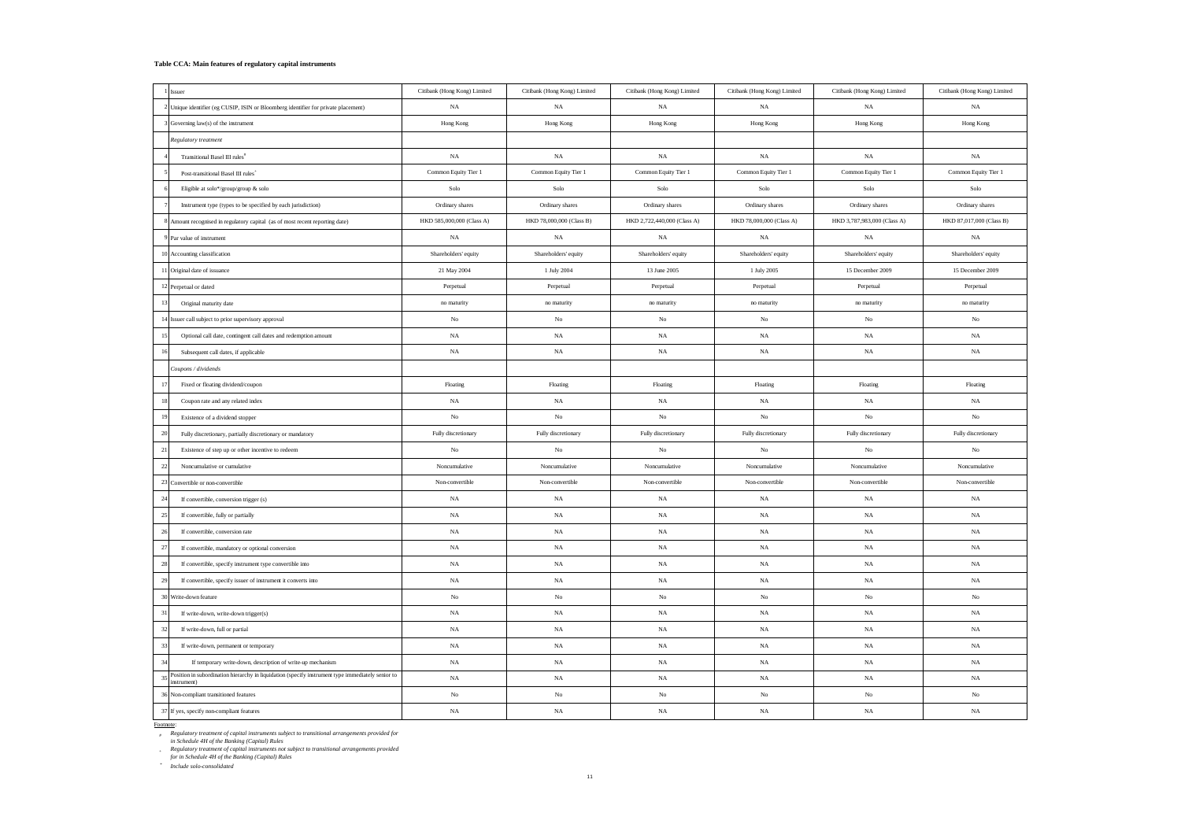**Table CCA: Main features of regulatory capital instruments**

| | | | | | | | |
|---|---|---|---|---|---|---|---|
| 1 | Issuer | Citibank (Hong Kong) Limited | Citibank (Hong Kong) Limited | Citibank (Hong Kong) Limited | Citibank (Hong Kong) Limited | Citibank (Hong Kong) Limited | Citibank (Hong Kong) Limited |
| 2 | Unique identifier (eg CUSIP, ISIN or Bloomberg identifier for private placement) | NA | NA | NA | NA | NA | NA |
| 3 | Governing law(s) of the instrument | Hong Kong | Hong Kong | Hong Kong | Hong Kong | Hong Kong | Hong Kong |
| | *Regulatory treatment* | | | | | | |
| 4 | Transitional Basel III rules[#] | NA | NA | NA | NA | NA | NA |
| 5 | Post-transitional Basel III rules[+] | Common Equity Tier 1 | Common Equity Tier 1 | Common Equity Tier 1 | Common Equity Tier 1 | Common Equity Tier 1 | Common Equity Tier 1 |
| 6 | Eligible at solo*/group/group & solo | Solo | Solo | Solo | Solo | Solo | Solo |
| 7 | Instrument type (types to be specified by each jurisdiction) | Ordinary shares | Ordinary shares | Ordinary shares | Ordinary shares | Ordinary shares | Ordinary shares |
| 8 | Amount recognised in regulatory capital (as of most recent reporting date) | HKD 585,000,000 (Class A) | HKD 78,000,000 (Class B) | HKD 2,722,440,000 (Class A) | HKD 78,000,000 (Class A) | HKD 3,787,983,000 (Class A) | HKD 87,017,000 (Class B) |
| 9 | Par value of instrument | NA | NA | NA | NA | NA | NA |
| 10 | Accounting classification | Shareholders' equity | Shareholders' equity | Shareholders' equity | Shareholders' equity | Shareholders' equity | Shareholders' equity |
| 11 | Original date of issuance | 21 May 2004 | 1 July 2004 | 13 June 2005 | 1 July 2005 | 15 December 2009 | 15 December 2009 |
| 12 | Perpetual or dated | Perpetual | Perpetual | Perpetual | Perpetual | Perpetual | Perpetual |
| 13 | Original maturity date | no maturity | no maturity | no maturity | no maturity | no maturity | no maturity |
| 14 | Issuer call subject to prior supervisory approval | No | No | No | No | No | No |
| 15 | Optional call date, contingent call dates and redemption amount | NA | NA | NA | NA | NA | NA |
| 16 | Subsequent call dates, if applicable | NA | NA | NA | NA | NA | NA |
| | *Coupons / dividends* | | | | | | |
| 17 | Fixed or floating dividend/coupon | Floating | Floating | Floating | Floating | Floating | Floating |
| 18 | Coupon rate and any related index | NA | NA | NA | NA | NA | NA |
| 19 | Existence of a dividend stopper | No | No | No | No | No | No |
| 20 | Fully discretionary, partially discretionary or mandatory | Fully discretionary | Fully discretionary | Fully discretionary | Fully discretionary | Fully discretionary | Fully discretionary |
| 21 | Existence of step up or other incentive to redeem | No | No | No | No | No | No |
| 22 | Noncumulative or cumulative | Noncumulative | Noncumulative | Noncumulative | Noncumulative | Noncumulative | Noncumulative |
| 23 | Convertible or non-convertible | Non-convertible | Non-convertible | Non-convertible | Non-convertible | Non-convertible | Non-convertible |
| 24 | If convertible, conversion trigger (s) | NA | NA | NA | NA | NA | NA |
| 25 | If convertible, fully or partially | NA | NA | NA | NA | NA | NA |
| 26 | If convertible, conversion rate | NA | NA | NA | NA | NA | NA |
| 27 | If convertible, mandatory or optional conversion | NA | NA | NA | NA | NA | NA |
| 28 | If convertible, specify instrument type convertible into | NA | NA | NA | NA | NA | NA |
| 29 | If convertible, specify issuer of instrument it converts into | NA | NA | NA | NA | NA | NA |
| 30 | Write-down feature | No | No | No | No | No | No |
| 31 | If write-down, write-down trigger(s) | NA | NA | NA | NA | NA | NA |
| 32 | If write-down, full or partial | NA | NA | NA | NA | NA | NA |
| 33 | If write-down, permanent or temporary | NA | NA | NA | NA | NA | NA |
| 34 | If temporary write-down, description of write-up mechanism | NA | NA | NA | NA | NA | NA |
| 35 | Position in subordination hierarchy in liquidation (specify instrument type immediately senior to instrument) | NA | NA | NA | NA | NA | NA |
| 36 | Non-compliant transitioned features | No | No | No | No | No | No |
| 37 | If yes, specify non-compliant features | NA | NA | NA | NA | NA | NA |

Footnote:

[#] *Regulatory treatment of capital instruments subject to transitional arrangements provided for in Schedule 4H of the Banking (Capital) Rules*

[+] *Regulatory treatment of capital instruments not subject to transitional arrangements provided for in Schedule 4H of the Banking (Capital) Rules*

[*] *Include solo-consolidated*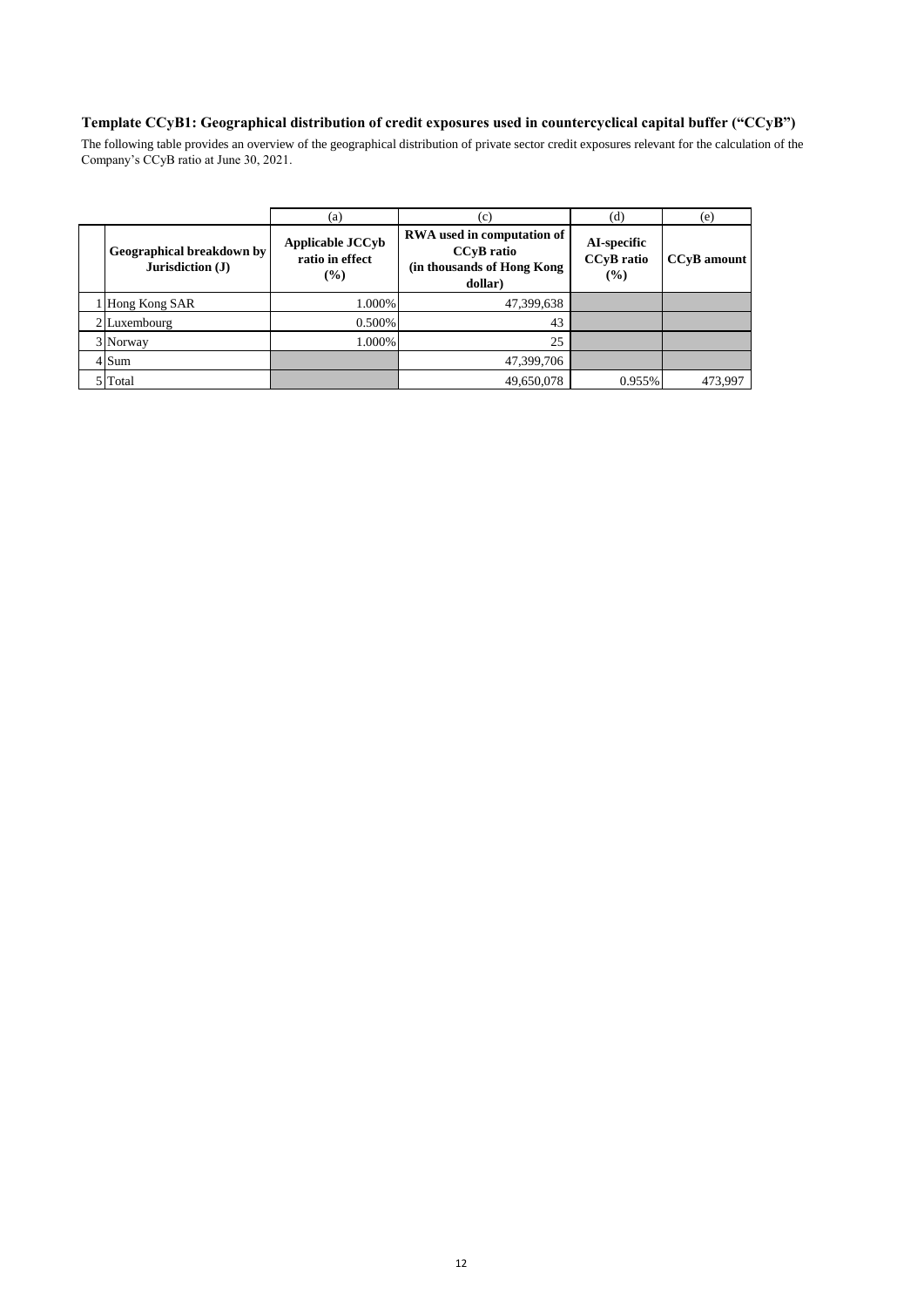**Template CCyB1: Geographical distribution of credit exposures used in countercyclical capital buffer ("CCyB")**

The following table provides an overview of the geographical distribution of private sector credit exposures relevant for the calculation of the Company's CCyB ratio at June 30, 2021.

| | | (a) | (c) | (d) | (e) |
|---|---|---|---|---|---|
| | **Geographical breakdown by Jurisdiction (J)** | **Applicable JCCyb ratio in effect (%)** | **RWA used in computation of CCyB ratio (in thousands of Hong Kong dollar)** | **AI-specific CCyB ratio (%)** | **CCyB amount** |
| 1 | Hong Kong SAR | 1.000% | 47,399,638 | | |
| 2 | Luxembourg | 0.500% | 43 | | |
| 3 | Norway | 1.000% | 25 | | |
| 4 | Sum | | 47,399,706 | | |
| 5 | Total | | 49,650,078 | 0.955% | 473,997 |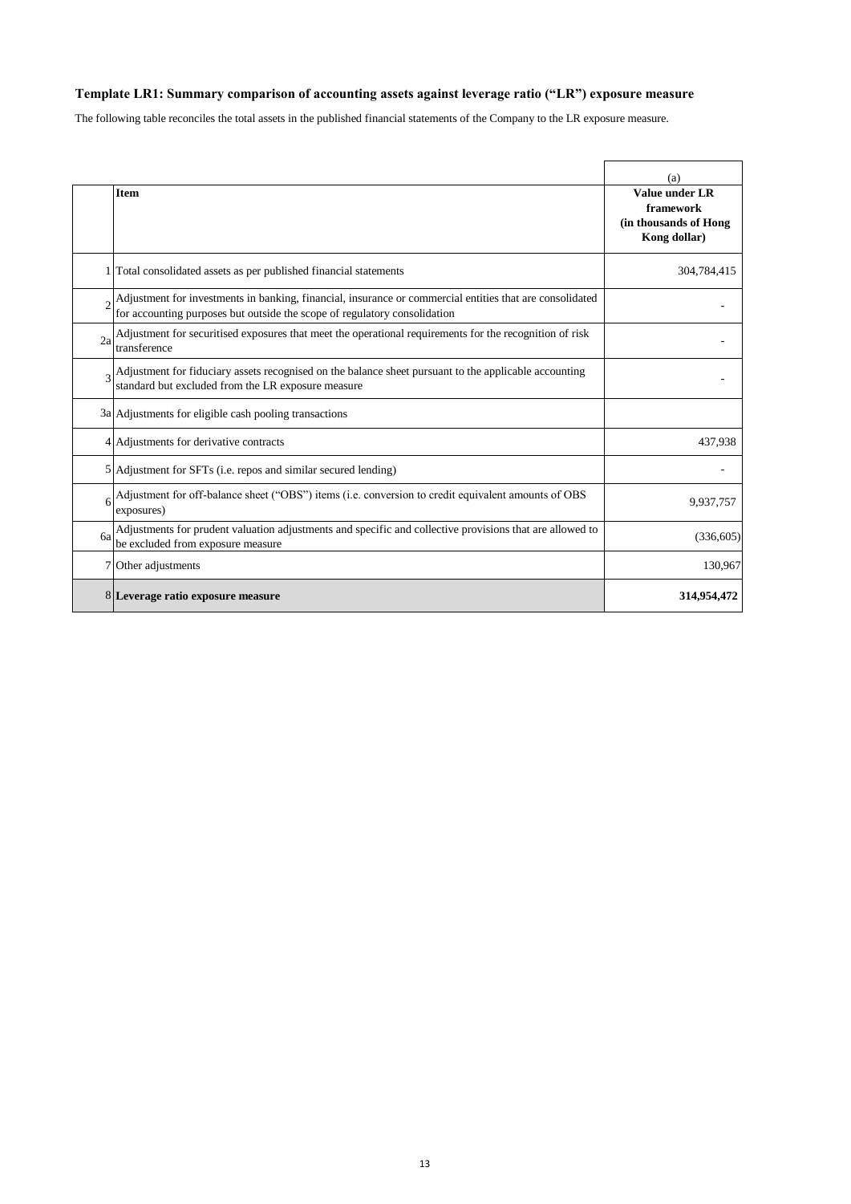### Template LR1: Summary comparison of accounting assets against leverage ratio ("LR") exposure measure

The following table reconciles the total assets in the published financial statements of the Company to the LR exposure measure.

| | Item | (a)<br>Value under LR framework (in thousands of Hong Kong dollar) |
|---|---|---|
| 1 | Total consolidated assets as per published financial statements | 304,784,415 |
| 2 | Adjustment for investments in banking, financial, insurance or commercial entities that are consolidated for accounting purposes but outside the scope of regulatory consolidation | - |
| 2a | Adjustment for securitised exposures that meet the operational requirements for the recognition of risk transference | - |
| 3 | Adjustment for fiduciary assets recognised on the balance sheet pursuant to the applicable accounting standard but excluded from the LR exposure measure | - |
| 3a | Adjustments for eligible cash pooling transactions | |
| 4 | Adjustments for derivative contracts | 437,938 |
| 5 | Adjustment for SFTs (i.e. repos and similar secured lending) | - |
| 6 | Adjustment for off-balance sheet ("OBS") items (i.e. conversion to credit equivalent amounts of OBS exposures) | 9,937,757 |
| 6a | Adjustments for prudent valuation adjustments and specific and collective provisions that are allowed to be excluded from exposure measure | (336,605) |
| 7 | Other adjustments | 130,967 |
| 8 | **Leverage ratio exposure measure** | **314,954,472** |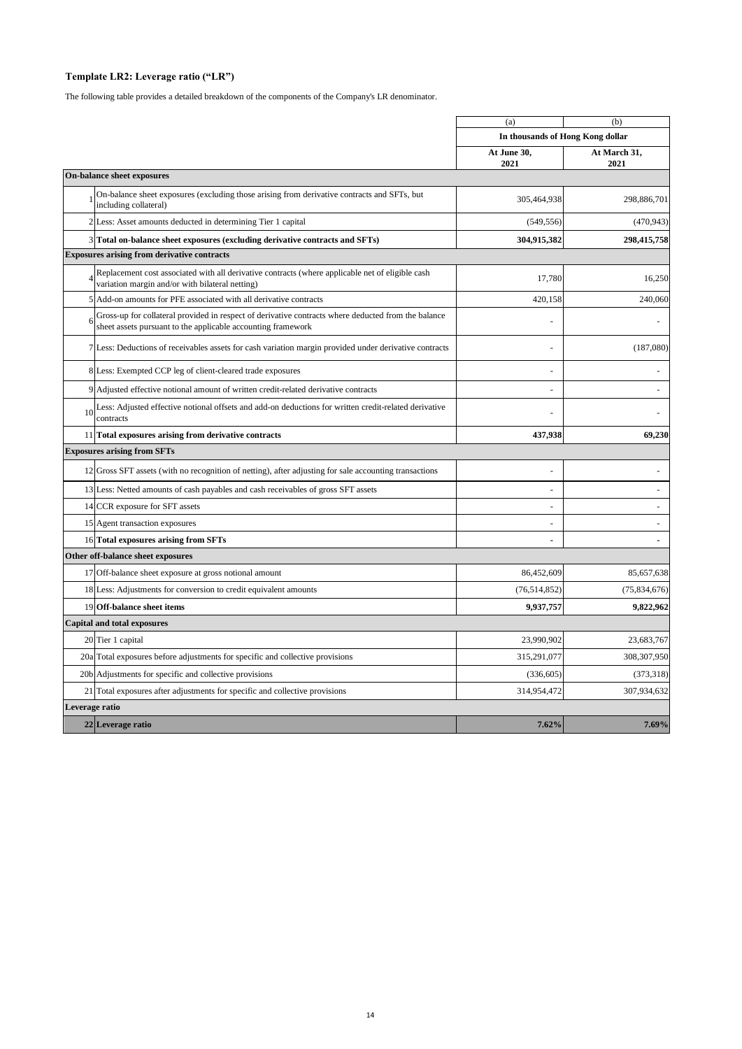## Template LR2: Leverage ratio ("LR")

The following table provides a detailed breakdown of the components of the Company's LR denominator.

| | | (a) | (b) |
|---|---|---|---|
| | | In thousands of Hong Kong dollar | |
| | | At June 30, 2021 | At March 31, 2021 |
| **On-balance sheet exposures** | | | |
| 1 | On-balance sheet exposures (excluding those arising from derivative contracts and SFTs, but including collateral) | 305,464,938 | 298,886,701 |
| 2 | Less: Asset amounts deducted in determining Tier 1 capital | (549,556) | (470,943) |
| 3 | **Total on-balance sheet exposures (excluding derivative contracts and SFTs)** | **304,915,382** | **298,415,758** |
| **Exposures arising from derivative contracts** | | | |
| 4 | Replacement cost associated with all derivative contracts (where applicable net of eligible cash variation margin and/or with bilateral netting) | 17,780 | 16,250 |
| 5 | Add-on amounts for PFE associated with all derivative contracts | 420,158 | 240,060 |
| 6 | Gross-up for collateral provided in respect of derivative contracts where deducted from the balance sheet assets pursuant to the applicable accounting framework | - | - |
| 7 | Less: Deductions of receivables assets for cash variation margin provided under derivative contracts | - | (187,080) |
| 8 | Less: Exempted CCP leg of client-cleared trade exposures | - | - |
| 9 | Adjusted effective notional amount of written credit-related derivative contracts | - | - |
| 10 | Less: Adjusted effective notional offsets and add-on deductions for written credit-related derivative contracts | - | - |
| 11 | **Total exposures arising from derivative contracts** | **437,938** | **69,230** |
| **Exposures arising from SFTs** | | | |
| 12 | Gross SFT assets (with no recognition of netting), after adjusting for sale accounting transactions | - | - |
| 13 | Less: Netted amounts of cash payables and cash receivables of gross SFT assets | - | - |
| 14 | CCR exposure for SFT assets | - | - |
| 15 | Agent transaction exposures | - | - |
| 16 | **Total exposures arising from SFTs** | **-** | **-** |
| **Other off-balance sheet exposures** | | | |
| 17 | Off-balance sheet exposure at gross notional amount | 86,452,609 | 85,657,638 |
| 18 | Less: Adjustments for conversion to credit equivalent amounts | (76,514,852) | (75,834,676) |
| 19 | **Off-balance sheet items** | **9,937,757** | **9,822,962** |
| **Capital and total exposures** | | | |
| 20 | Tier 1 capital | 23,990,902 | 23,683,767 |
| 20a | Total exposures before adjustments for specific and collective provisions | 315,291,077 | 308,307,950 |
| 20b | Adjustments for specific and collective provisions | (336,605) | (373,318) |
| 21 | Total exposures after adjustments for specific and collective provisions | 314,954,472 | 307,934,632 |
| **Leverage ratio** | | | |
| 22 | **Leverage ratio** | **7.62%** | **7.69%** |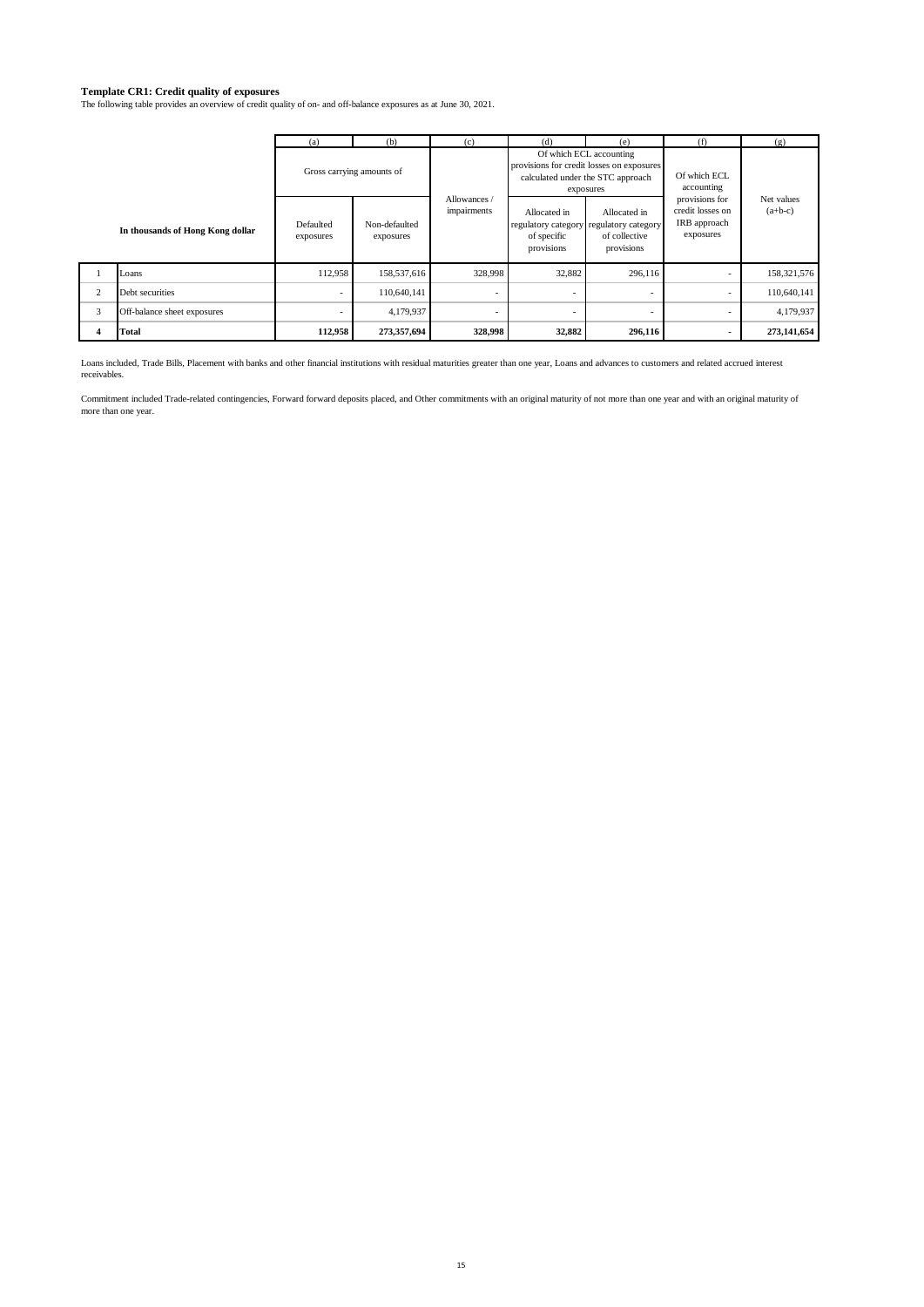**Template CR1: Credit quality of exposures**

The following table provides an overview of credit quality of on- and off-balance exposures as at June 30, 2021.

| | | (a) | (b) | (c) | (d) | (e) | (f) | (g) |
|---|---|---|---|---|---|---|---|---|
| | | Gross carrying amounts of | | Allowances / impairments | Of which ECL accounting provisions for credit losses on exposures calculated under the STC approach exposures | | Of which ECL accounting provisions for credit losses on IRB approach exposures | Net values (a+b-c) |
| | **In thousands of Hong Kong dollar** | Defaulted exposures | Non-defaulted exposures | | Allocated in regulatory category of specific provisions | Allocated in regulatory category of collective provisions | | |
| 1 | Loans | 112,958 | 158,537,616 | 328,998 | 32,882 | 296,116 | - | 158,321,576 |
| 2 | Debt securities | - | 110,640,141 | - | - | - | - | 110,640,141 |
| 3 | Off-balance sheet exposures | - | 4,179,937 | - | - | - | - | 4,179,937 |
| **4** | **Total** | **112,958** | **273,357,694** | **328,998** | **32,882** | **296,116** | **-** | **273,141,654** |

Loans included, Trade Bills, Placement with banks and other financial institutions with residual maturities greater than one year, Loans and advances to customers and related accrued interest receivables.

Commitment included Trade-related contingencies, Forward forward deposits placed, and Other commitments with an original maturity of not more than one year and with an original maturity of more than one year.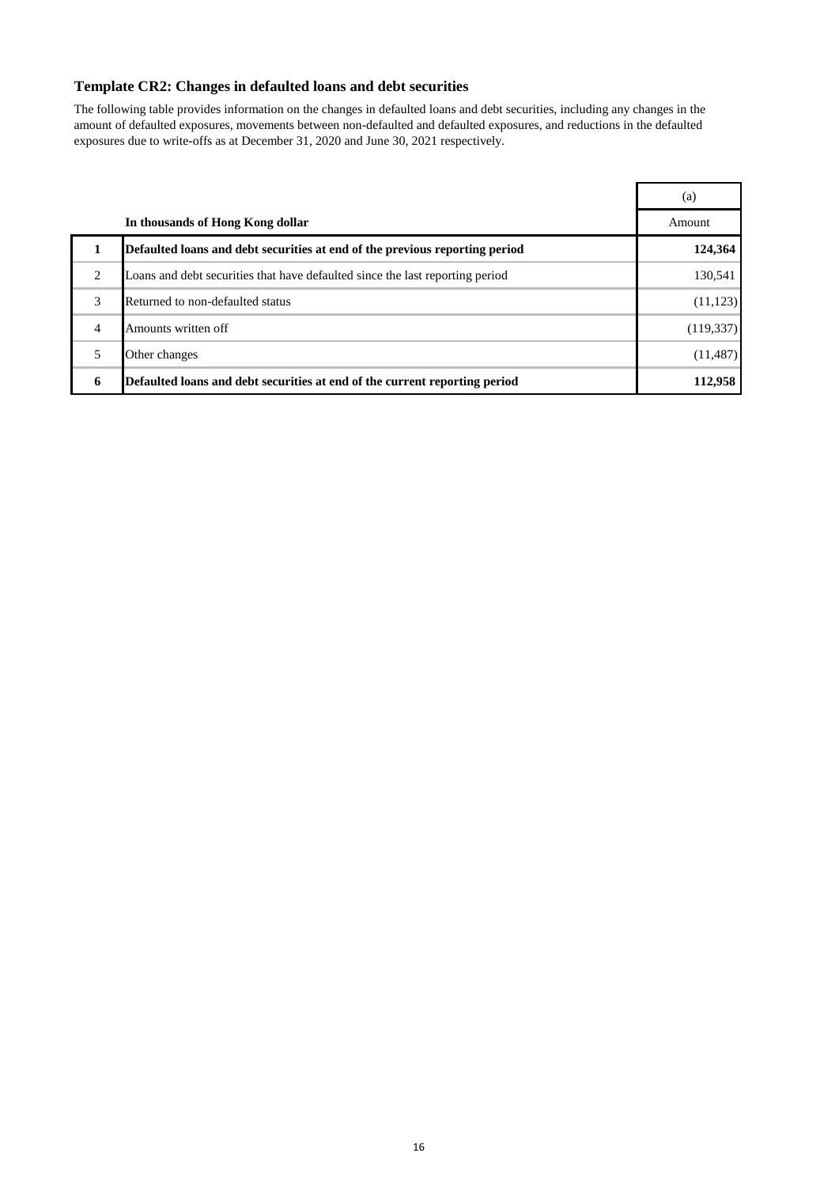### Template CR2: Changes in defaulted loans and debt securities

The following table provides information on the changes in defaulted loans and debt securities, including any changes in the amount of defaulted exposures, movements between non-defaulted and defaulted exposures, and reductions in the defaulted exposures due to write-offs as at December 31, 2020 and June 30, 2021 respectively.

| | | (a) |
|---|---|---|
| | **In thousands of Hong Kong dollar** | Amount |
| **1** | **Defaulted loans and debt securities at end of the previous reporting period** | **124,364** |
| 2 | Loans and debt securities that have defaulted since the last reporting period | 130,541 |
| 3 | Returned to non-defaulted status | (11,123) |
| 4 | Amounts written off | (119,337) |
| 5 | Other changes | (11,487) |
| **6** | **Defaulted loans and debt securities at end of the current reporting period** | **112,958** |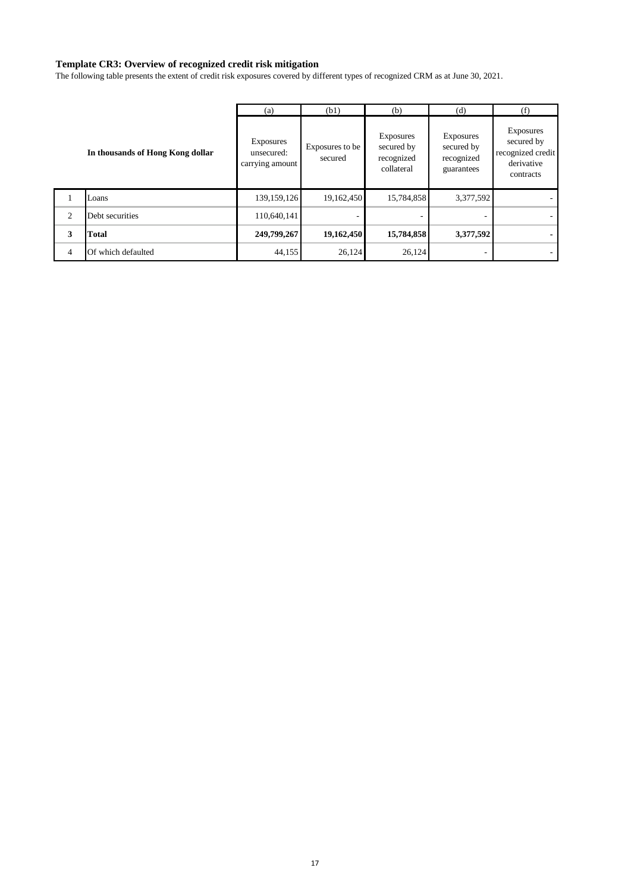**Template CR3: Overview of recognized credit risk mitigation**

The following table presents the extent of credit risk exposures covered by different types of recognized CRM as at June 30, 2021.

| | | (a) | (b1) | (b) | (d) | (f) |
|---|---|---|---|---|---|---|
| | **In thousands of Hong Kong dollar** | Exposures unsecured: carrying amount | Exposures to be secured | Exposures secured by recognized collateral | Exposures secured by recognized guarantees | Exposures secured by recognized credit derivative contracts |
| 1 | Loans | 139,159,126 | 19,162,450 | 15,784,858 | 3,377,592 | - |
| 2 | Debt securities | 110,640,141 | - | - | - | - |
| **3** | **Total** | **249,799,267** | **19,162,450** | **15,784,858** | **3,377,592** | **-** |
| 4 | Of which defaulted | 44,155 | 26,124 | 26,124 | - | - |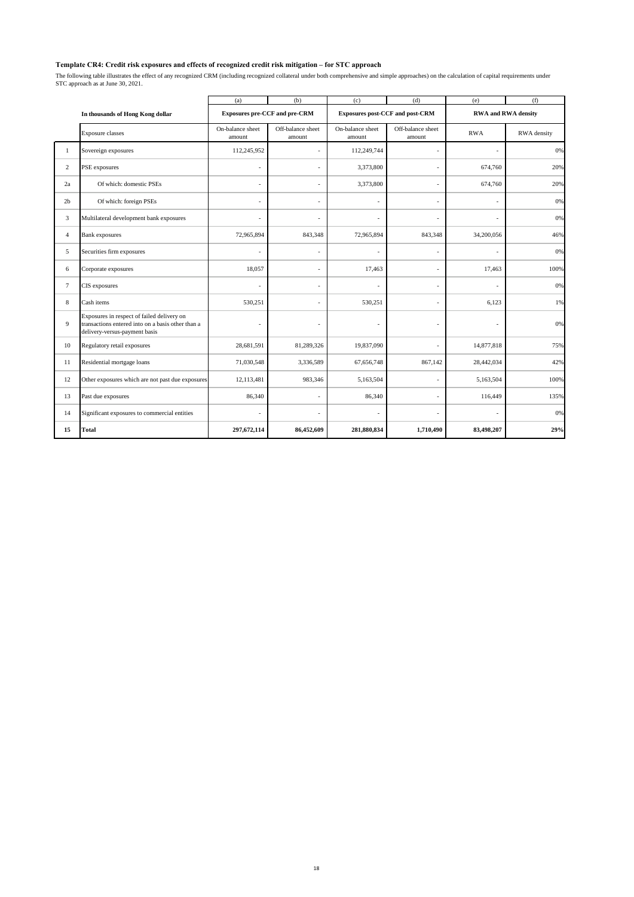### Template CR4: Credit risk exposures and effects of recognized credit risk mitigation – for STC approach

The following table illustrates the effect of any recognized CRM (including recognized collateral under both comprehensive and simple approaches) on the calculation of capital requirements under STC approach as at June 30, 2021.

| | | (a) | (b) | (c) | (d) | (e) | (f) |
|---|---|---|---|---|---|---|---|
| | **In thousands of Hong Kong dollar** | **Exposures pre-CCF and pre-CRM** | | **Exposures post-CCF and post-CRM** | | **RWA and RWA density** | |
| | Exposure classes | On-balance sheet amount | Off-balance sheet amount | On-balance sheet amount | Off-balance sheet amount | RWA | RWA density |
| 1 | Sovereign exposures | 112,245,952 | - | 112,249,744 | - | - | 0% |
| 2 | PSE exposures | - | - | 3,373,800 | - | 674,760 | 20% |
| 2a | Of which: domestic PSEs | - | - | 3,373,800 | - | 674,760 | 20% |
| 2b | Of which: foreign PSEs | - | - | - | - | - | 0% |
| 3 | Multilateral development bank exposures | - | - | - | - | - | 0% |
| 4 | Bank exposures | 72,965,894 | 843,348 | 72,965,894 | 843,348 | 34,200,056 | 46% |
| 5 | Securities firm exposures | - | - | - | - | - | 0% |
| 6 | Corporate exposures | 18,057 | - | 17,463 | - | 17,463 | 100% |
| 7 | CIS exposures | - | - | - | - | - | 0% |
| 8 | Cash items | 530,251 | - | 530,251 | - | 6,123 | 1% |
| 9 | Exposures in respect of failed delivery on transactions entered into on a basis other than a delivery-versus-payment basis | - | - | - | - | - | 0% |
| 10 | Regulatory retail exposures | 28,681,591 | 81,289,326 | 19,837,090 | - | 14,877,818 | 75% |
| 11 | Residential mortgage loans | 71,030,548 | 3,336,589 | 67,656,748 | 867,142 | 28,442,034 | 42% |
| 12 | Other exposures which are not past due exposures | 12,113,481 | 983,346 | 5,163,504 | - | 5,163,504 | 100% |
| 13 | Past due exposures | 86,340 | - | 86,340 | - | 116,449 | 135% |
| 14 | Significant exposures to commercial entities | - | - | - | - | - | 0% |
| **15** | **Total** | **297,672,114** | **86,452,609** | **281,880,834** | **1,710,490** | **83,498,207** | **29%** |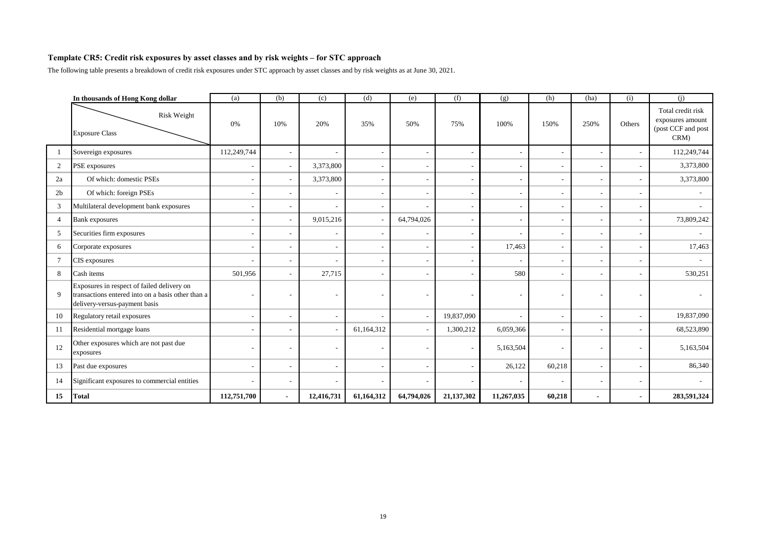### Template CR5: Credit risk exposures by asset classes and by risk weights – for STC approach

The following table presents a breakdown of credit risk exposures under STC approach by asset classes and by risk weights as at June 30, 2021.

| | In thousands of Hong Kong dollar | (a) | (b) | (c) | (d) | (e) | (f) | (g) | (h) | (ha) | (i) | (j) |
|---|---|---|---|---|---|---|---|---|---|---|---|---|
| | Risk Weight / Exposure Class | 0% | 10% | 20% | 35% | 50% | 75% | 100% | 150% | 250% | Others | Total credit risk exposures amount (post CCF and post CRM) |
| 1 | Sovereign exposures | 112,249,744 | - | - | - | - | - | - | - | - | - | 112,249,744 |
| 2 | PSE exposures | - | - | 3,373,800 | - | - | - | - | - | - | - | 3,373,800 |
| 2a | Of which: domestic PSEs | - | - | 3,373,800 | - | - | - | - | - | - | - | 3,373,800 |
| 2b | Of which: foreign PSEs | - | - | - | - | - | - | - | - | - | - | - |
| 3 | Multilateral development bank exposures | - | - | - | - | - | - | - | - | - | - | - |
| 4 | Bank exposures | - | - | 9,015,216 | - | 64,794,026 | - | - | - | - | - | 73,809,242 |
| 5 | Securities firm exposures | - | - | - | - | - | - | - | - | - | - | - |
| 6 | Corporate exposures | - | - | - | - | - | - | 17,463 | - | - | - | 17,463 |
| 7 | CIS exposures | - | - | - | - | - | - | - | - | - | - | - |
| 8 | Cash items | 501,956 | - | 27,715 | - | - | - | 580 | - | - | - | 530,251 |
| 9 | Exposures in respect of failed delivery on transactions entered into on a basis other than a delivery-versus-payment basis | - | - | - | - | - | - | - | - | - | - | - |
| 10 | Regulatory retail exposures | - | - | - | - | - | 19,837,090 | - | - | - | - | 19,837,090 |
| 11 | Residential mortgage loans | - | - | - | 61,164,312 | - | 1,300,212 | 6,059,366 | - | - | - | 68,523,890 |
| 12 | Other exposures which are not past due exposures | - | - | - | - | - | - | 5,163,504 | - | - | - | 5,163,504 |
| 13 | Past due exposures | - | - | - | - | - | - | 26,122 | 60,218 | - | - | 86,340 |
| 14 | Significant exposures to commercial entities | - | - | - | - | - | - | - | - | - | - | - |
| **15** | **Total** | **112,751,700** | **-** | **12,416,731** | **61,164,312** | **64,794,026** | **21,137,302** | **11,267,035** | **60,218** | **-** | **-** | **283,591,324** |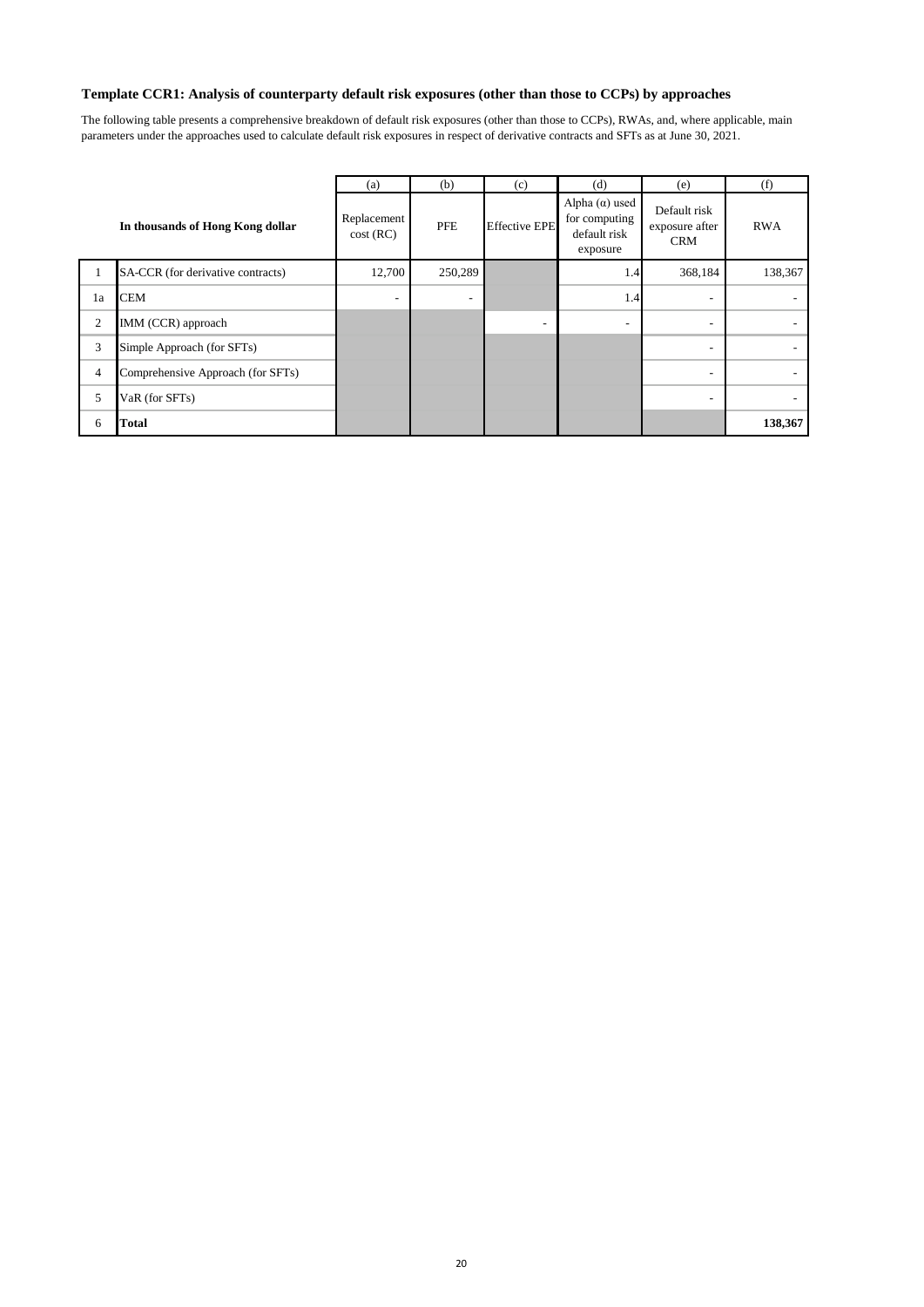### Template CCR1: Analysis of counterparty default risk exposures (other than those to CCPs) by approaches

The following table presents a comprehensive breakdown of default risk exposures (other than those to CCPs), RWAs, and, where applicable, main parameters under the approaches used to calculate default risk exposures in respect of derivative contracts and SFTs as at June 30, 2021.

| | | (a) | (b) | (c) | (d) | (e) | (f) |
|---|---|---|---|---|---|---|---|
| | **In thousands of Hong Kong dollar** | Replacement cost (RC) | PFE | Effective EPE | Alpha (α) used for computing default risk exposure | Default risk exposure after CRM | RWA |
| 1 | SA-CCR (for derivative contracts) | 12,700 | 250,289 | | 1.4 | 368,184 | 138,367 |
| 1a | CEM | - | - | | 1.4 | - | - |
| 2 | IMM (CCR) approach | | | - | - | - | - |
| 3 | Simple Approach (for SFTs) | | | | | - | - |
| 4 | Comprehensive Approach (for SFTs) | | | | | - | - |
| 5 | VaR (for SFTs) | | | | | - | - |
| 6 | **Total** | | | | | | **138,367** |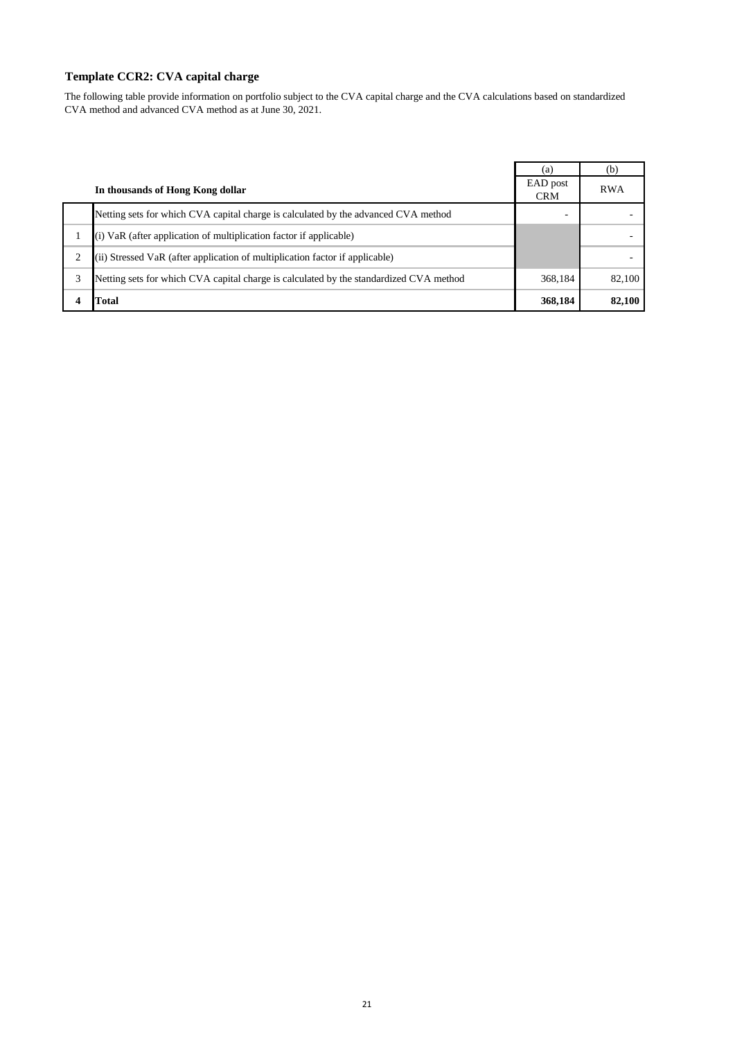## Template CCR2: CVA capital charge

The following table provide information on portfolio subject to the CVA capital charge and the CVA calculations based on standardized CVA method and advanced CVA method as at June 30, 2021.

| | In thousands of Hong Kong dollar | (a)<br>EAD post CRM | (b)<br>RWA |
|---|---|---|---|
| | Netting sets for which CVA capital charge is calculated by the advanced CVA method | - | - |
| 1 | (i) VaR (after application of multiplication factor if applicable) | | - |
| 2 | (ii) Stressed VaR (after application of multiplication factor if applicable) | | - |
| 3 | Netting sets for which CVA capital charge is calculated by the standardized CVA method | 368,184 | 82,100 |
| **4** | **Total** | **368,184** | **82,100** |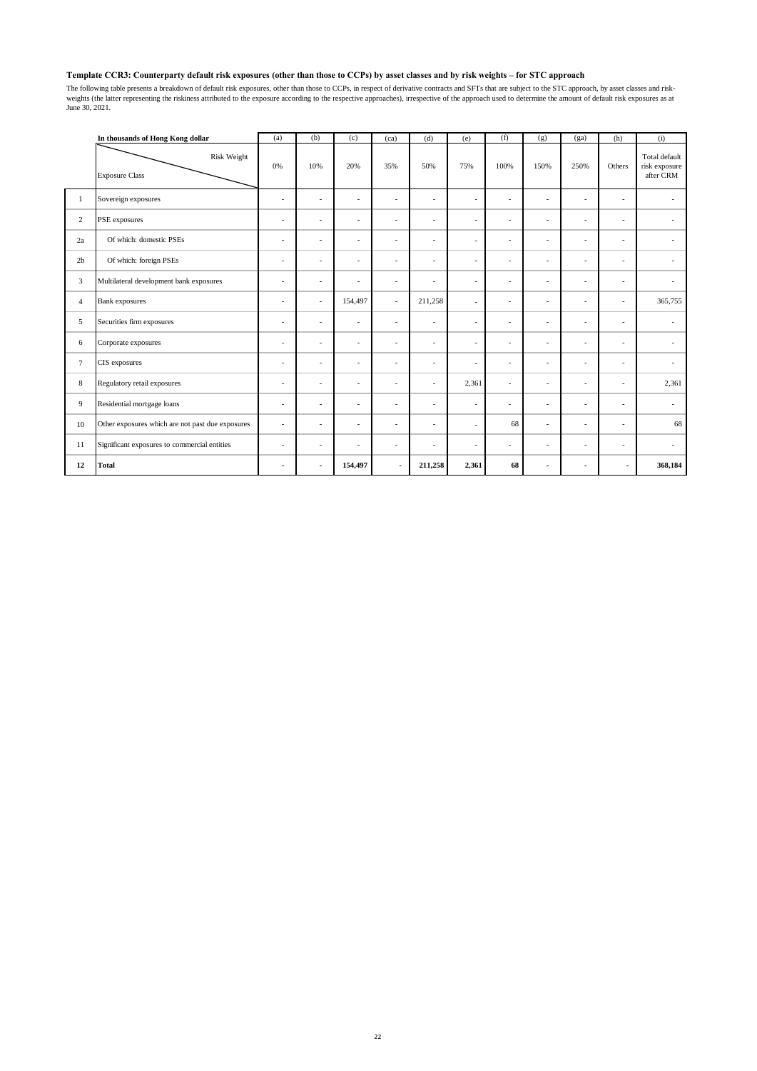### Template CCR3: Counterparty default risk exposures (other than those to CCPs) by asset classes and by risk weights – for STC approach

The following table presents a breakdown of default risk exposures, other than those to CCPs, in respect of derivative contracts and SFTs that are subject to the STC approach, by asset classes and risk-weights (the latter representing the riskiness attributed to the exposure according to the respective approaches), irrespective of the approach used to determine the amount of default risk exposures as at June 30, 2021.

| | In thousands of Hong Kong dollar | (a) | (b) | (c) | (ca) | (d) | (e) | (f) | (g) | (ga) | (h) | (i) |
|---|---|---|---|---|---|---|---|---|---|---|---|---|
| | Exposure Class / Risk Weight | 0% | 10% | 20% | 35% | 50% | 75% | 100% | 150% | 250% | Others | Total default risk exposure after CRM |
| 1 | Sovereign exposures | - | - | - | - | - | - | - | - | - | - | - |
| 2 | PSE exposures | - | - | - | - | - | - | - | - | - | - | - |
| 2a | Of which: domestic PSEs | - | - | - | - | - | - | - | - | - | - | - |
| 2b | Of which: foreign PSEs | - | - | - | - | - | - | - | - | - | - | - |
| 3 | Multilateral development bank exposures | - | - | - | - | - | - | - | - | - | - | - |
| 4 | Bank exposures | - | - | 154,497 | - | 211,258 | - | - | - | - | - | 365,755 |
| 5 | Securities firm exposures | - | - | - | - | - | - | - | - | - | - | - |
| 6 | Corporate exposures | - | - | - | - | - | - | - | - | - | - | - |
| 7 | CIS exposures | - | - | - | - | - | - | - | - | - | - | - |
| 8 | Regulatory retail exposures | - | - | - | - | - | 2,361 | - | - | - | - | 2,361 |
| 9 | Residential mortgage loans | - | - | - | - | - | - | - | - | - | - | - |
| 10 | Other exposures which are not past due exposures | - | - | - | - | - | - | 68 | - | - | - | 68 |
| 11 | Significant exposures to commercial entities | - | - | - | - | - | - | - | - | - | - | - |
| **12** | **Total** | **-** | **-** | **154,497** | **-** | **211,258** | **2,361** | **68** | **-** | **-** | **-** | **368,184** |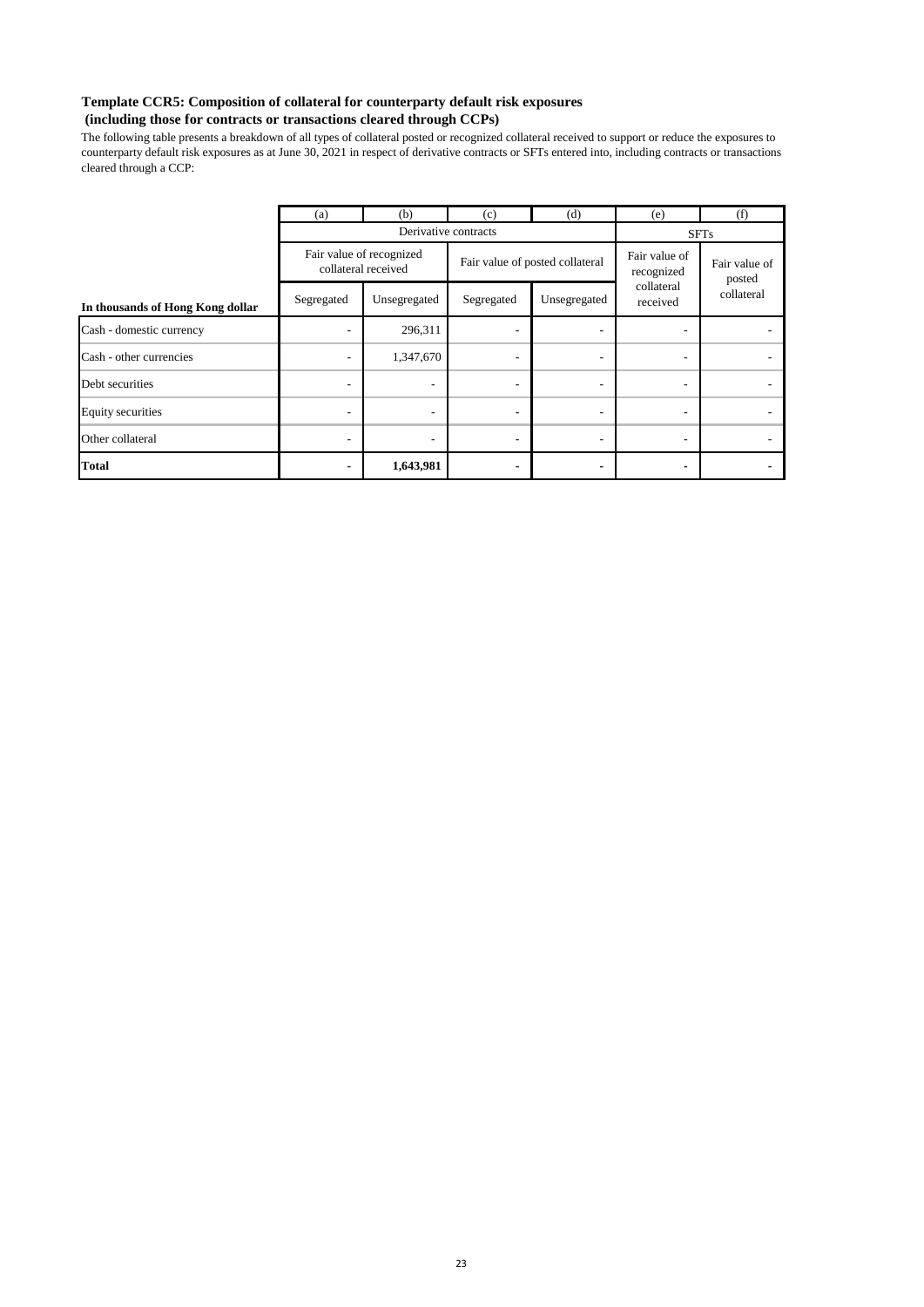### Template CCR5: Composition of collateral for counterparty default risk exposures (including those for contracts or transactions cleared through CCPs)

The following table presents a breakdown of all types of collateral posted or recognized collateral received to support or reduce the exposures to counterparty default risk exposures as at June 30, 2021 in respect of derivative contracts or SFTs entered into, including contracts or transactions cleared through a CCP:

| | (a) | (b) | (c) | (d) | (e) | (f) |
|---|---|---|---|---|---|---|
| | Derivative contracts | | | | SFTs | |
| | Fair value of recognized collateral received | | Fair value of posted collateral | | Fair value of recognized collateral received | Fair value of posted collateral |
| **In thousands of Hong Kong dollar** | Segregated | Unsegregated | Segregated | Unsegregated | | |
| Cash - domestic currency | - | 296,311 | - | - | - | - |
| Cash - other currencies | - | 1,347,670 | - | - | - | - |
| Debt securities | - | - | - | - | - | - |
| Equity securities | - | - | - | - | - | - |
| Other collateral | - | - | - | - | - | - |
| **Total** | **-** | **1,643,981** | **-** | **-** | **-** | **-** |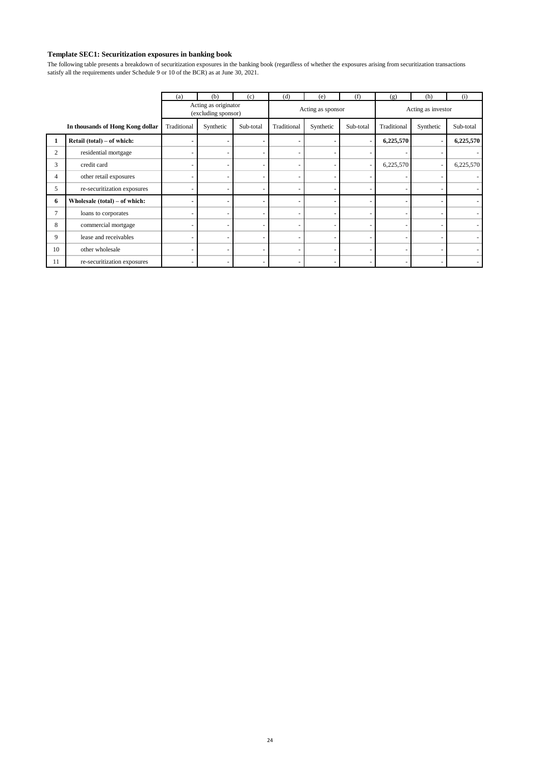**Template SEC1: Securitization exposures in banking book**

The following table presents a breakdown of securitization exposures in the banking book (regardless of whether the exposures arising from securitization transactions satisfy all the requirements under Schedule 9 or 10 of the BCR) as at June 30, 2021.

| | | (a) | (b) | (c) | (d) | (e) | (f) | (g) | (h) | (i) |
|---|---|---|---|---|---|---|---|---|---|---|
| | | Acting as originator (excluding sponsor) | | | Acting as sponsor | | | Acting as investor | | |
| | In thousands of Hong Kong dollar | Traditional | Synthetic | Sub-total | Traditional | Synthetic | Sub-total | Traditional | Synthetic | Sub-total |
| **1** | **Retail (total) – of which:** | **-** | **-** | **-** | **-** | **-** | **-** | **6,225,570** | **-** | **6,225,570** |
| 2 | residential mortgage | - | - | - | - | - | - | - | - | - |
| 3 | credit card | - | - | - | - | - | - | 6,225,570 | - | 6,225,570 |
| 4 | other retail exposures | - | - | - | - | - | - | - | - | - |
| 5 | re-securitization exposures | - | - | - | - | - | - | - | - | - |
| **6** | **Wholesale (total) – of which:** | **-** | **-** | **-** | **-** | **-** | **-** | **-** | **-** | **-** |
| 7 | loans to corporates | - | - | - | - | - | - | - | - | - |
| 8 | commercial mortgage | - | - | - | - | - | - | - | - | - |
| 9 | lease and receivables | - | - | - | - | - | - | - | - | - |
| 10 | other wholesale | - | - | - | - | - | - | - | - | - |
| 11 | re-securitization exposures | - | - | - | - | - | - | - | - | - |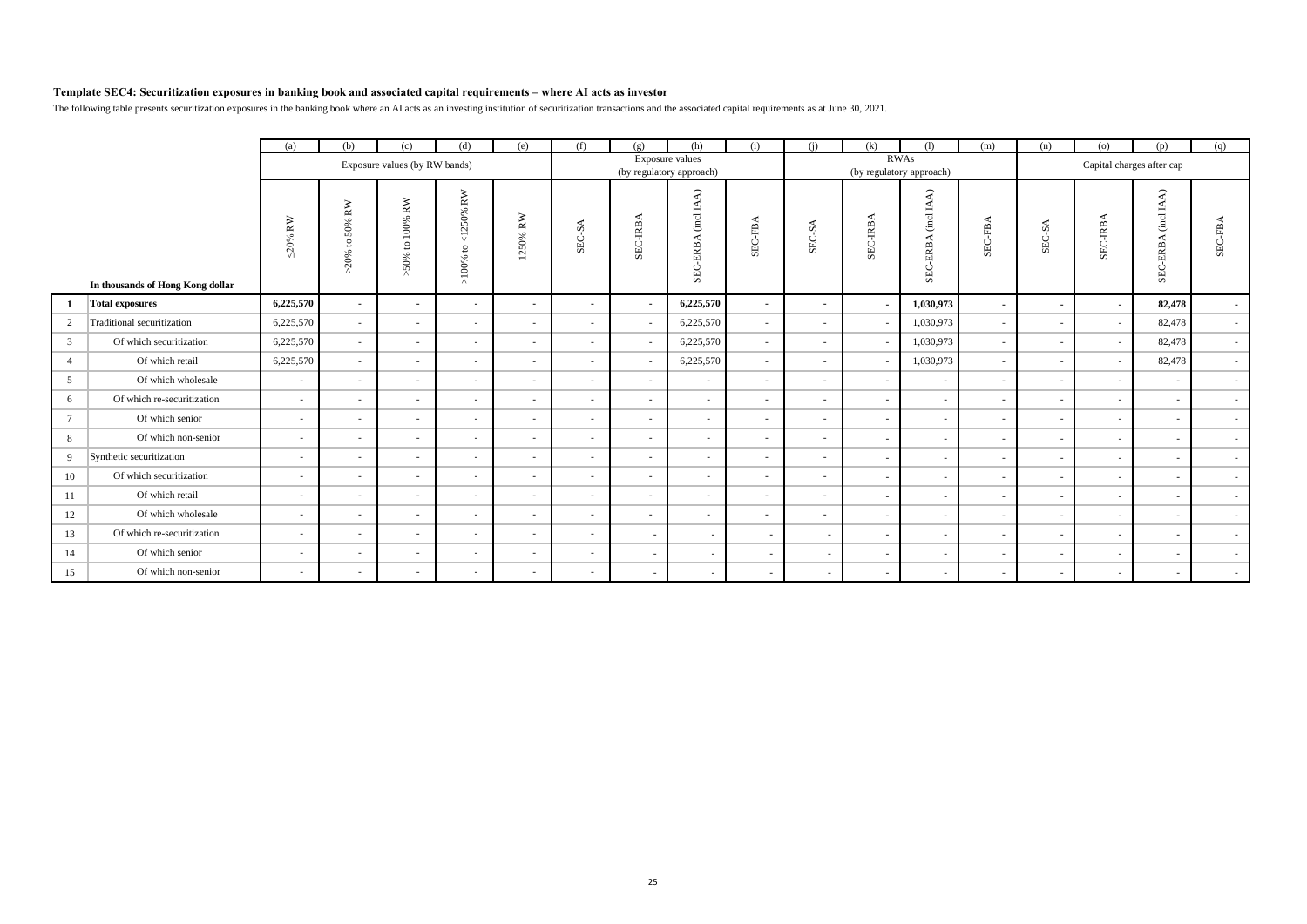### Template SEC4: Securitization exposures in banking book and associated capital requirements – where AI acts as investor

The following table presents securitization exposures in the banking book where an AI acts as an investing institution of securitization transactions and the associated capital requirements as at June 30, 2021.

| | | (a) | (b) | (c) | (d) | (e) | (f) | (g) | (h) | (i) | (j) | (k) | (l) | (m) | (n) | (o) | (p) | (q) |
|---|---|---|---|---|---|---|---|---|---|---|---|---|---|---|---|---|---|---|
| | | Exposure values (by RW bands) | | | | | Exposure values (by regulatory approach) | | | | RWAs (by regulatory approach) | | | | Capital charges after cap | | | |
| | In thousands of Hong Kong dollar | ≤20% RW | >20% to 50% RW | >50% to 100% RW | >100% to <1250% RW | 1250% RW | SEC-SA | SEC-IRBA | SEC-ERBA (incl IAA) | SEC-FBA | SEC-SA | SEC-IRBA | SEC-ERBA (incl IAA) | SEC-FBA | SEC-SA | SEC-IRBA | SEC-ERBA (incl IAA) | SEC-FBA |
| **1** | **Total exposures** | **6,225,570** | - | - | - | - | - | - | **6,225,570** | - | - | - | **1,030,973** | - | - | - | **82,478** | - |
| 2 | Traditional securitization | 6,225,570 | - | - | - | - | - | - | 6,225,570 | - | - | - | 1,030,973 | - | - | - | 82,478 | - |
| 3 | Of which securitization | 6,225,570 | - | - | - | - | - | - | 6,225,570 | - | - | - | 1,030,973 | - | - | - | 82,478 | - |
| 4 | Of which retail | 6,225,570 | - | - | - | - | - | - | 6,225,570 | - | - | - | 1,030,973 | - | - | - | 82,478 | - |
| 5 | Of which wholesale | - | - | - | - | - | - | - | - | - | - | - | - | - | - | - | - | - |
| 6 | Of which re-securitization | - | - | - | - | - | - | - | - | - | - | - | - | - | - | - | - | - |
| 7 | Of which senior | - | - | - | - | - | - | - | - | - | - | - | - | - | - | - | - | - |
| 8 | Of which non-senior | - | - | - | - | - | - | - | - | - | - | - | - | - | - | - | - | - |
| 9 | Synthetic securitization | - | - | - | - | - | - | - | - | - | - | - | - | - | - | - | - | - |
| 10 | Of which securitization | - | - | - | - | - | - | - | - | - | - | - | - | - | - | - | - | - |
| 11 | Of which retail | - | - | - | - | - | - | - | - | - | - | - | - | - | - | - | - | - |
| 12 | Of which wholesale | - | - | - | - | - | - | - | - | - | - | - | - | - | - | - | - | - |
| 13 | Of which re-securitization | - | - | - | - | - | - | - | - | - | - | - | - | - | - | - | - | - |
| 14 | Of which senior | - | - | - | - | - | - | - | - | - | - | - | - | - | - | - | - | - |
| 15 | Of which non-senior | - | - | - | - | - | - | - | - | - | - | - | - | - | - | - | - | - |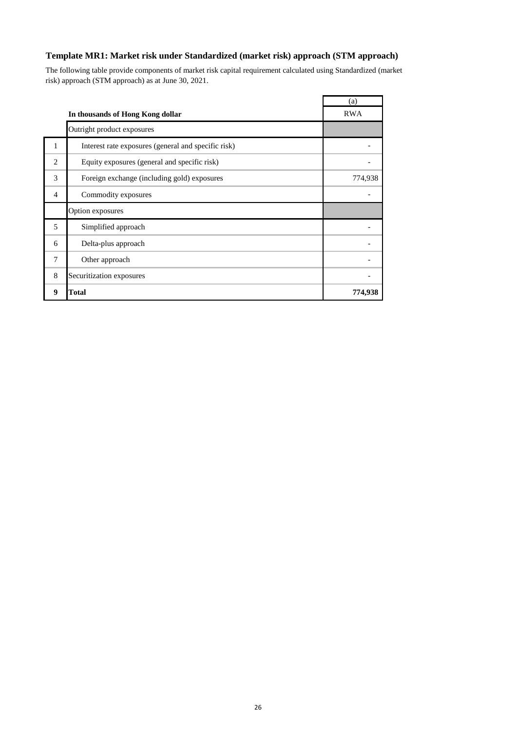### Template MR1: Market risk under Standardized (market risk) approach (STM approach)

The following table provide components of market risk capital requirement calculated using Standardized (market risk) approach (STM approach) as at June 30, 2021.

| | | (a) |
|---|---|---|
| | **In thousands of Hong Kong dollar** | RWA |
| | Outright product exposures | |
| 1 | Interest rate exposures (general and specific risk) | - |
| 2 | Equity exposures (general and specific risk) | - |
| 3 | Foreign exchange (including gold) exposures | 774,938 |
| 4 | Commodity exposures | - |
| | Option exposures | |
| 5 | Simplified approach | - |
| 6 | Delta-plus approach | - |
| 7 | Other approach | - |
| 8 | Securitization exposures | - |
| **9** | **Total** | **774,938** |